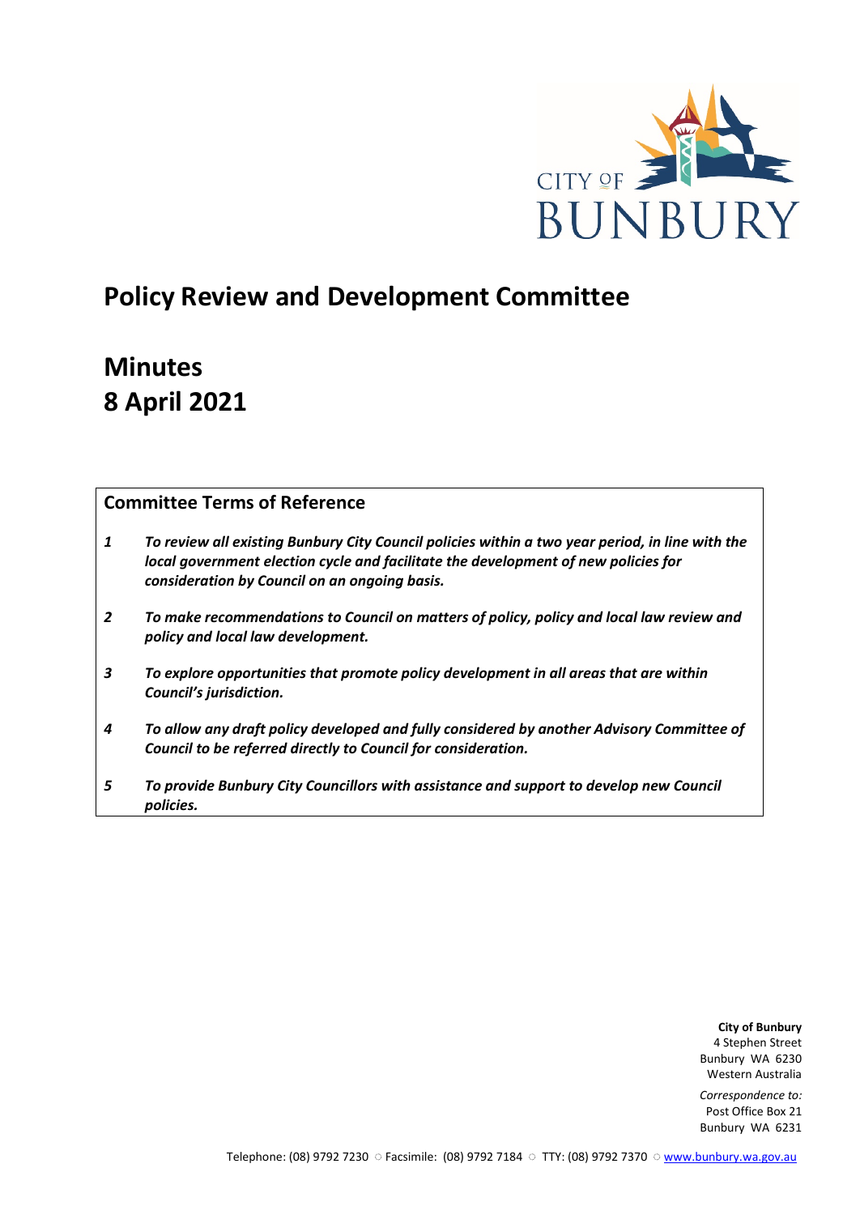# Policy Review and Development Committee

# Minutes
# 8 April 2021

## Committee Terms of Reference

1. ***To review all existing Bunbury City Council policies within a two year period, in line with the local government election cycle and facilitate the development of new policies for consideration by Council on an ongoing basis.***

2. ***To make recommendations to Council on matters of policy, policy and local law review and policy and local law development.***

3. ***To explore opportunities that promote policy development in all areas that are within Council's jurisdiction.***

4. ***To allow any draft policy developed and fully considered by another Advisory Committee of Council to be referred directly to Council for consideration.***

5. ***To provide Bunbury City Councillors with assistance and support to develop new Council policies.***

**City of Bunbury**
4 Stephen Street
Bunbury WA 6230
Western Australia

*Correspondence to:*
Post Office Box 21
Bunbury WA 6231

Telephone: (08) 9792 7230 ○ Facsimile: (08) 9792 7184 ○ TTY: (08) 9792 7370 ○ www.bunbury.wa.gov.au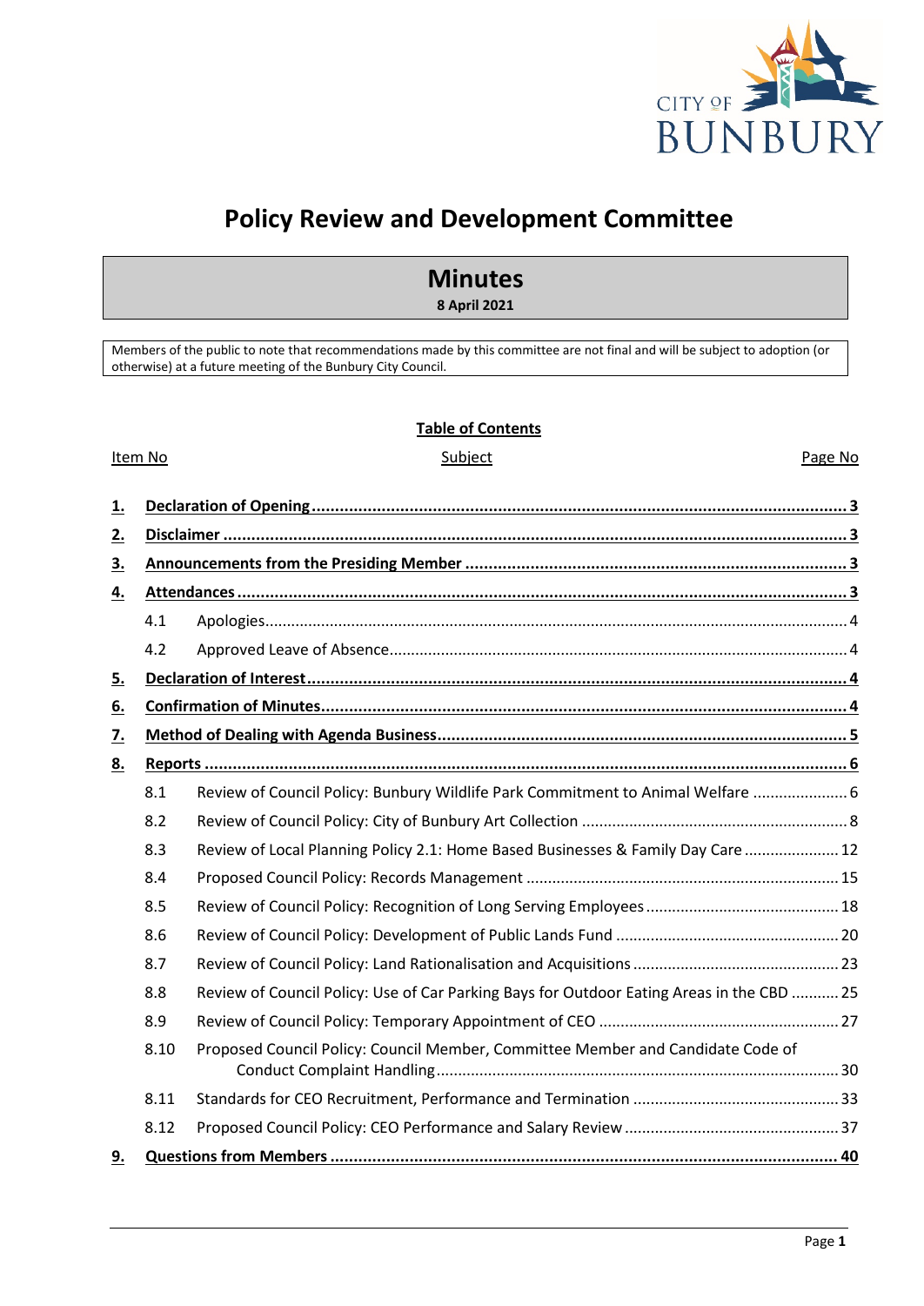# Policy Review and Development Committee

## Minutes

**8 April 2021**

Members of the public to note that recommendations made by this committee are not final and will be subject to adoption (or otherwise) at a future meeting of the Bunbury City Council.

### Table of Contents

| Item No | Subject | Page No |
|---|---|---|
| **1.** | **Declaration of Opening** | **3** |
| **2.** | **Disclaimer** | **3** |
| **3.** | **Announcements from the Presiding Member** | **3** |
| **4.** | **Attendances** | **3** |
| 4.1 | Apologies | 4 |
| 4.2 | Approved Leave of Absence | 4 |
| **5.** | **Declaration of Interest** | **4** |
| **6.** | **Confirmation of Minutes** | **4** |
| **7.** | **Method of Dealing with Agenda Business** | **5** |
| **8.** | **Reports** | **6** |
| 8.1 | Review of Council Policy: Bunbury Wildlife Park Commitment to Animal Welfare | 6 |
| 8.2 | Review of Council Policy: City of Bunbury Art Collection | 8 |
| 8.3 | Review of Local Planning Policy 2.1: Home Based Businesses & Family Day Care | 12 |
| 8.4 | Proposed Council Policy: Records Management | 15 |
| 8.5 | Review of Council Policy: Recognition of Long Serving Employees | 18 |
| 8.6 | Review of Council Policy: Development of Public Lands Fund | 20 |
| 8.7 | Review of Council Policy: Land Rationalisation and Acquisitions | 23 |
| 8.8 | Review of Council Policy: Use of Car Parking Bays for Outdoor Eating Areas in the CBD | 25 |
| 8.9 | Review of Council Policy: Temporary Appointment of CEO | 27 |
| 8.10 | Proposed Council Policy: Council Member, Committee Member and Candidate Code of Conduct Complaint Handling | 30 |
| 8.11 | Standards for CEO Recruitment, Performance and Termination | 33 |
| 8.12 | Proposed Council Policy: CEO Performance and Salary Review | 37 |
| **9.** | **Questions from Members** | **40** |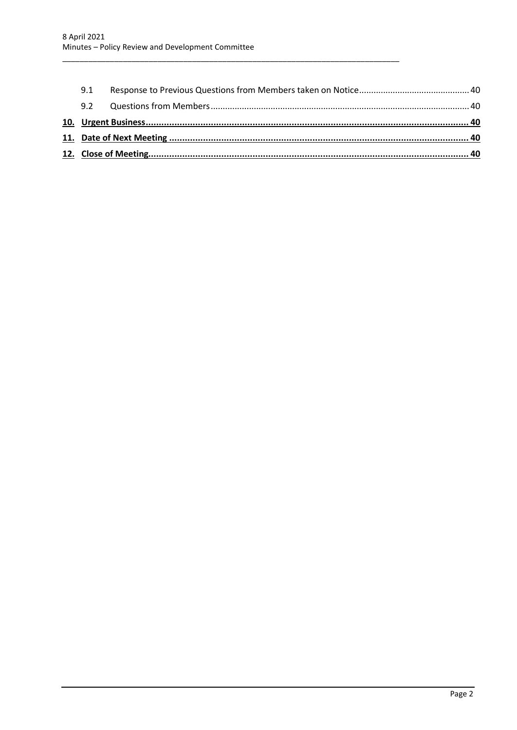| | | |
|---|---|---|
| 9.1 | Response to Previous Questions from Members taken on Notice | 40 |
| 9.2 | Questions from Members | 40 |
| **10.** | **Urgent Business** | **40** |
| **11.** | **Date of Next Meeting** | **40** |
| **12.** | **Close of Meeting** | **40** |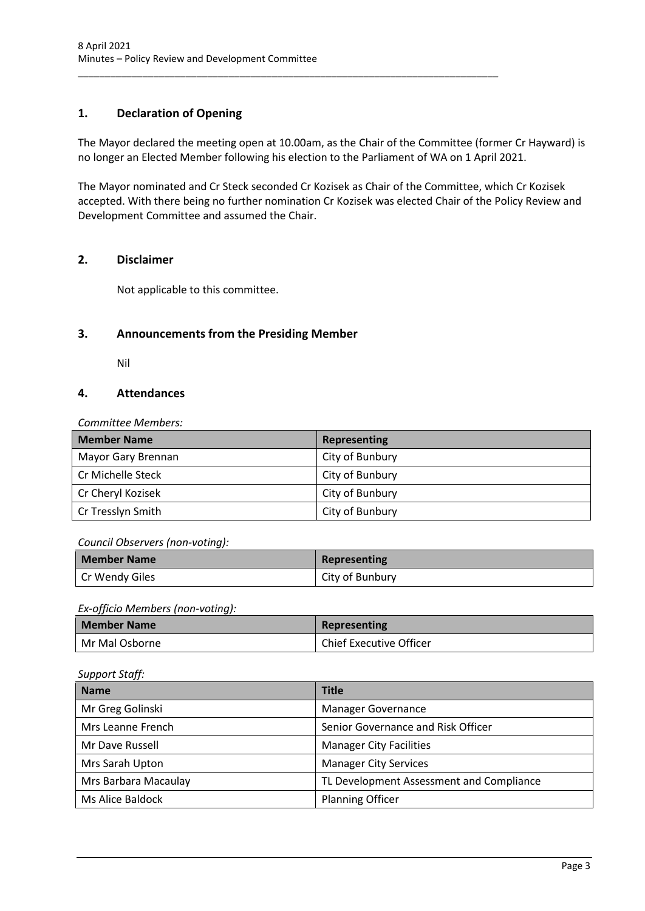## 1. Declaration of Opening

The Mayor declared the meeting open at 10.00am, as the Chair of the Committee (former Cr Hayward) is no longer an Elected Member following his election to the Parliament of WA on 1 April 2021.

The Mayor nominated and Cr Steck seconded Cr Kozisek as Chair of the Committee, which Cr Kozisek accepted. With there being no further nomination Cr Kozisek was elected Chair of the Policy Review and Development Committee and assumed the Chair.

## 2. Disclaimer

Not applicable to this committee.

## 3. Announcements from the Presiding Member

Nil

## 4. Attendances

*Committee Members:*

| Member Name | Representing |
|---|---|
| Mayor Gary Brennan | City of Bunbury |
| Cr Michelle Steck | City of Bunbury |
| Cr Cheryl Kozisek | City of Bunbury |
| Cr Tresslyn Smith | City of Bunbury |

*Council Observers (non-voting):*

| Member Name | Representing |
|---|---|
| Cr Wendy Giles | City of Bunbury |

*Ex-officio Members (non-voting):*

| Member Name | Representing |
|---|---|
| Mr Mal Osborne | Chief Executive Officer |

*Support Staff:*

| Name | Title |
|---|---|
| Mr Greg Golinski | Manager Governance |
| Mrs Leanne French | Senior Governance and Risk Officer |
| Mr Dave Russell | Manager City Facilities |
| Mrs Sarah Upton | Manager City Services |
| Mrs Barbara Macaulay | TL Development Assessment and Compliance |
| Ms Alice Baldock | Planning Officer |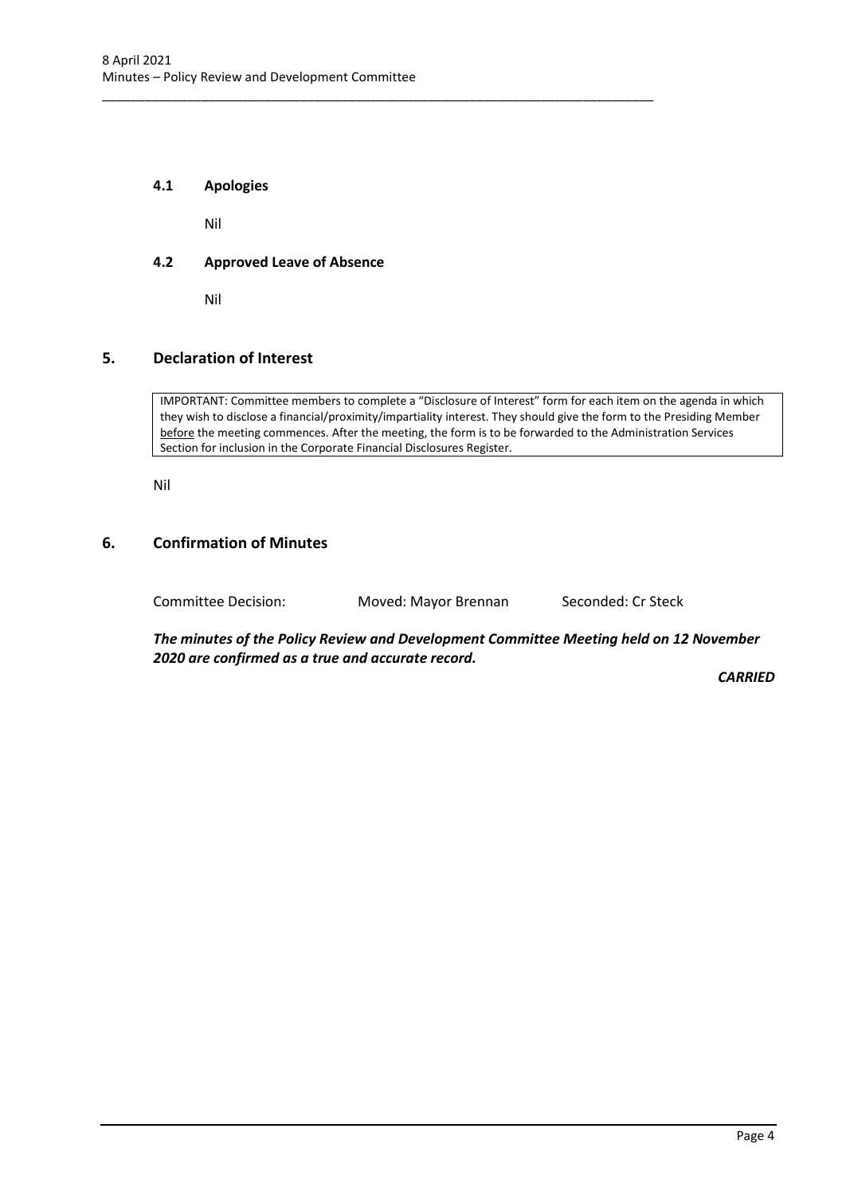### 4.1 Apologies

Nil

### 4.2 Approved Leave of Absence

Nil

## 5. Declaration of Interest

IMPORTANT: Committee members to complete a "Disclosure of Interest" form for each item on the agenda in which they wish to disclose a financial/proximity/impartiality interest. They should give the form to the Presiding Member before the meeting commences. After the meeting, the form is to be forwarded to the Administration Services Section for inclusion in the Corporate Financial Disclosures Register.

Nil

## 6. Confirmation of Minutes

Committee Decision: Moved: Mayor Brennan Seconded: Cr Steck

***The minutes of the Policy Review and Development Committee Meeting held on 12 November 2020 are confirmed as a true and accurate record.***

***CARRIED***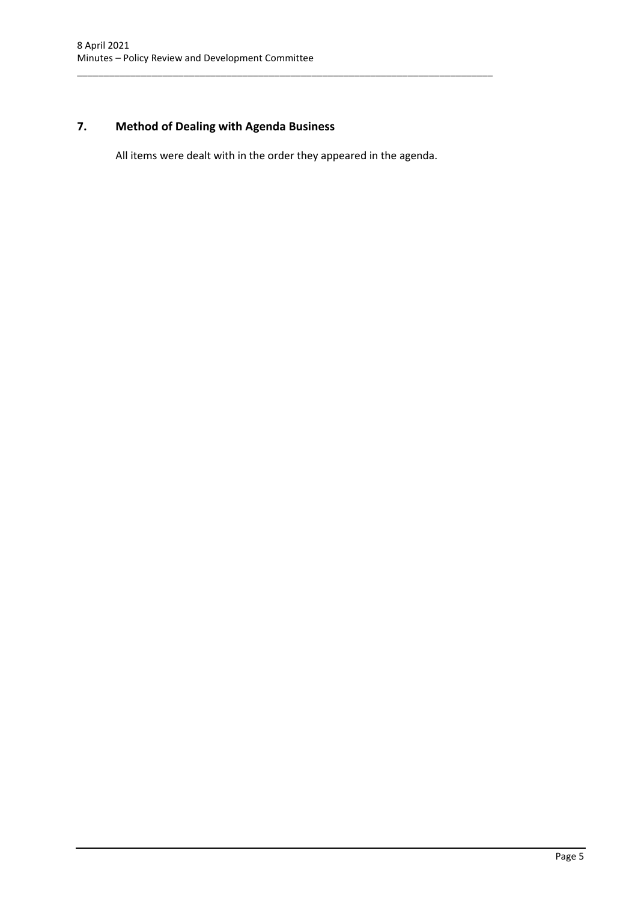## 7. Method of Dealing with Agenda Business

All items were dealt with in the order they appeared in the agenda.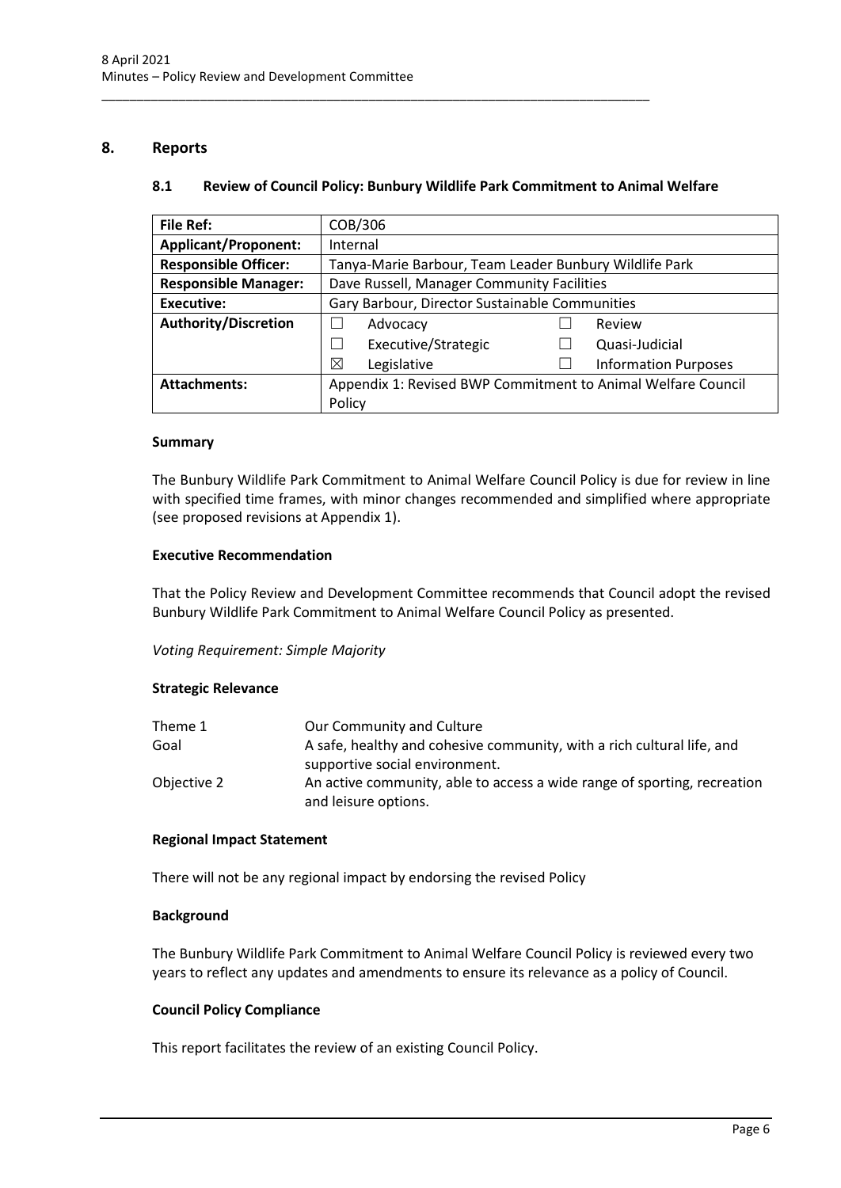## 8. Reports

### 8.1 Review of Council Policy: Bunbury Wildlife Park Commitment to Animal Welfare

| **File Ref:** | COB/306 | | |
|---|---|---|---|
| **Applicant/Proponent:** | Internal | | |
| **Responsible Officer:** | Tanya-Marie Barbour, Team Leader Bunbury Wildlife Park | | |
| **Responsible Manager:** | Dave Russell, Manager Community Facilities | | |
| **Executive:** | Gary Barbour, Director Sustainable Communities | | |
| **Authority/Discretion** | ☐ Advocacy | ☐ Review | |
| | ☐ Executive/Strategic | ☐ Quasi-Judicial | |
| | ☒ Legislative | ☐ Information Purposes | |
| **Attachments:** | Appendix 1: Revised BWP Commitment to Animal Welfare Council Policy | | |

#### Summary

The Bunbury Wildlife Park Commitment to Animal Welfare Council Policy is due for review in line with specified time frames, with minor changes recommended and simplified where appropriate (see proposed revisions at Appendix 1).

#### Executive Recommendation

That the Policy Review and Development Committee recommends that Council adopt the revised Bunbury Wildlife Park Commitment to Animal Welfare Council Policy as presented.

*Voting Requirement: Simple Majority*

#### Strategic Relevance

| | |
|---|---|
| Theme 1 | Our Community and Culture |
| Goal | A safe, healthy and cohesive community, with a rich cultural life, and supportive social environment. |
| Objective 2 | An active community, able to access a wide range of sporting, recreation and leisure options. |

#### Regional Impact Statement

There will not be any regional impact by endorsing the revised Policy

#### Background

The Bunbury Wildlife Park Commitment to Animal Welfare Council Policy is reviewed every two years to reflect any updates and amendments to ensure its relevance as a policy of Council.

#### Council Policy Compliance

This report facilitates the review of an existing Council Policy.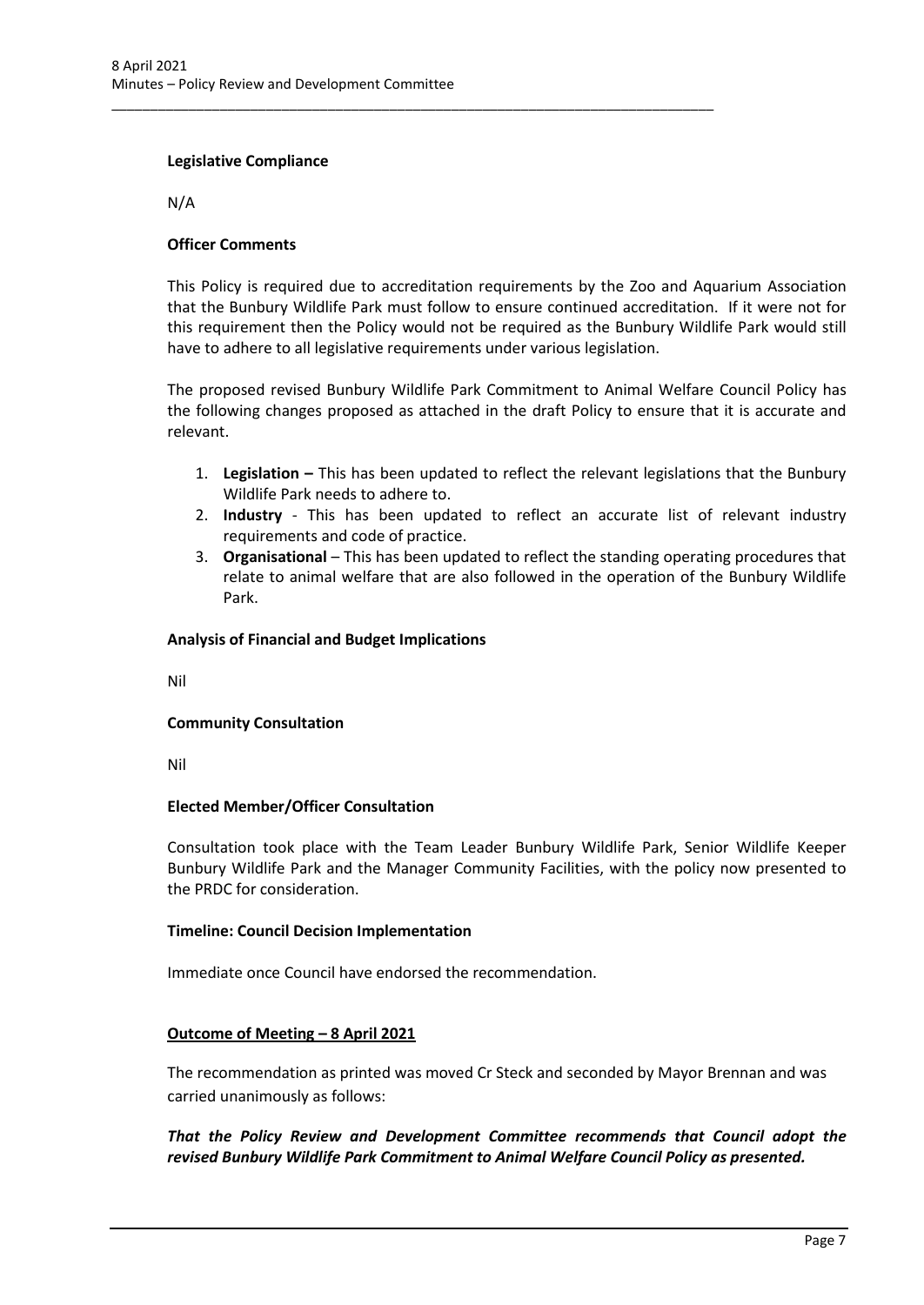**Legislative Compliance**

N/A

**Officer Comments**

This Policy is required due to accreditation requirements by the Zoo and Aquarium Association that the Bunbury Wildlife Park must follow to ensure continued accreditation. If it were not for this requirement then the Policy would not be required as the Bunbury Wildlife Park would still have to adhere to all legislative requirements under various legislation.

The proposed revised Bunbury Wildlife Park Commitment to Animal Welfare Council Policy has the following changes proposed as attached in the draft Policy to ensure that it is accurate and relevant.

1. **Legislation –** This has been updated to reflect the relevant legislations that the Bunbury Wildlife Park needs to adhere to.
2. **Industry** - This has been updated to reflect an accurate list of relevant industry requirements and code of practice.
3. **Organisational** – This has been updated to reflect the standing operating procedures that relate to animal welfare that are also followed in the operation of the Bunbury Wildlife Park.

**Analysis of Financial and Budget Implications**

Nil

**Community Consultation**

Nil

**Elected Member/Officer Consultation**

Consultation took place with the Team Leader Bunbury Wildlife Park, Senior Wildlife Keeper Bunbury Wildlife Park and the Manager Community Facilities, with the policy now presented to the PRDC for consideration.

**Timeline: Council Decision Implementation**

Immediate once Council have endorsed the recommendation.

**Outcome of Meeting – 8 April 2021**

The recommendation as printed was moved Cr Steck and seconded by Mayor Brennan and was carried unanimously as follows:

***That the Policy Review and Development Committee recommends that Council adopt the revised Bunbury Wildlife Park Commitment to Animal Welfare Council Policy as presented.***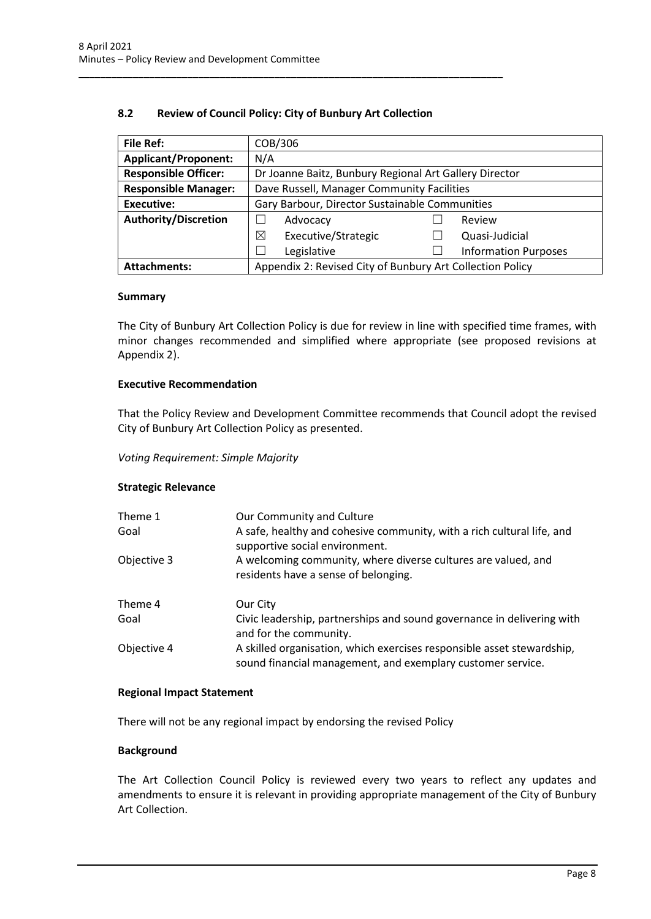## 8.2 Review of Council Policy: City of Bunbury Art Collection

| **File Ref:** | COB/306 | | | |
|---|---|---|---|---|
| **Applicant/Proponent:** | N/A | | | |
| **Responsible Officer:** | Dr Joanne Baitz, Bunbury Regional Art Gallery Director | | | |
| **Responsible Manager:** | Dave Russell, Manager Community Facilities | | | |
| **Executive:** | Gary Barbour, Director Sustainable Communities | | | |
| **Authority/Discretion** | ☐ | Advocacy | ☐ | Review |
| | ☒ | Executive/Strategic | ☐ | Quasi-Judicial |
| | ☐ | Legislative | ☐ | Information Purposes |
| **Attachments:** | Appendix 2: Revised City of Bunbury Art Collection Policy | | | |

### Summary

The City of Bunbury Art Collection Policy is due for review in line with specified time frames, with minor changes recommended and simplified where appropriate (see proposed revisions at Appendix 2).

### Executive Recommendation

That the Policy Review and Development Committee recommends that Council adopt the revised City of Bunbury Art Collection Policy as presented.

*Voting Requirement: Simple Majority*

### Strategic Relevance

| | |
|---|---|
| Theme 1 | Our Community and Culture |
| Goal | A safe, healthy and cohesive community, with a rich cultural life, and supportive social environment. |
| Objective 3 | A welcoming community, where diverse cultures are valued, and residents have a sense of belonging. |
| Theme 4 | Our City |
| Goal | Civic leadership, partnerships and sound governance in delivering with and for the community. |
| Objective 4 | A skilled organisation, which exercises responsible asset stewardship, sound financial management, and exemplary customer service. |

### Regional Impact Statement

There will not be any regional impact by endorsing the revised Policy

### Background

The Art Collection Council Policy is reviewed every two years to reflect any updates and amendments to ensure it is relevant in providing appropriate management of the City of Bunbury Art Collection.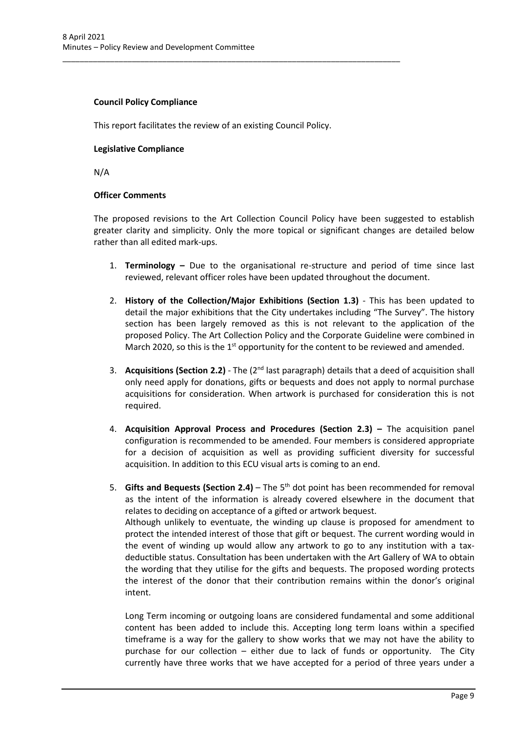**Council Policy Compliance**

This report facilitates the review of an existing Council Policy.

**Legislative Compliance**

N/A

**Officer Comments**

The proposed revisions to the Art Collection Council Policy have been suggested to establish greater clarity and simplicity. Only the more topical or significant changes are detailed below rather than all edited mark-ups.

1. **Terminology –** Due to the organisational re-structure and period of time since last reviewed, relevant officer roles have been updated throughout the document.

2. **History of the Collection/Major Exhibitions (Section 1.3)** - This has been updated to detail the major exhibitions that the City undertakes including "The Survey". The history section has been largely removed as this is not relevant to the application of the proposed Policy. The Art Collection Policy and the Corporate Guideline were combined in March 2020, so this is the 1st opportunity for the content to be reviewed and amended.

3. **Acquisitions (Section 2.2)** - The (2nd last paragraph) details that a deed of acquisition shall only need apply for donations, gifts or bequests and does not apply to normal purchase acquisitions for consideration. When artwork is purchased for consideration this is not required.

4. **Acquisition Approval Process and Procedures (Section 2.3) –** The acquisition panel configuration is recommended to be amended. Four members is considered appropriate for a decision of acquisition as well as providing sufficient diversity for successful acquisition. In addition to this ECU visual arts is coming to an end.

5. **Gifts and Bequests (Section 2.4)** – The 5th dot point has been recommended for removal as the intent of the information is already covered elsewhere in the document that relates to deciding on acceptance of a gifted or artwork bequest.

   Although unlikely to eventuate, the winding up clause is proposed for amendment to protect the intended interest of those that gift or bequest. The current wording would in the event of winding up would allow any artwork to go to any institution with a tax-deductible status. Consultation has been undertaken with the Art Gallery of WA to obtain the wording that they utilise for the gifts and bequests. The proposed wording protects the interest of the donor that their contribution remains within the donor's original intent.

   Long Term incoming or outgoing loans are considered fundamental and some additional content has been added to include this. Accepting long term loans within a specified timeframe is a way for the gallery to show works that we may not have the ability to purchase for our collection – either due to lack of funds or opportunity. The City currently have three works that we have accepted for a period of three years under a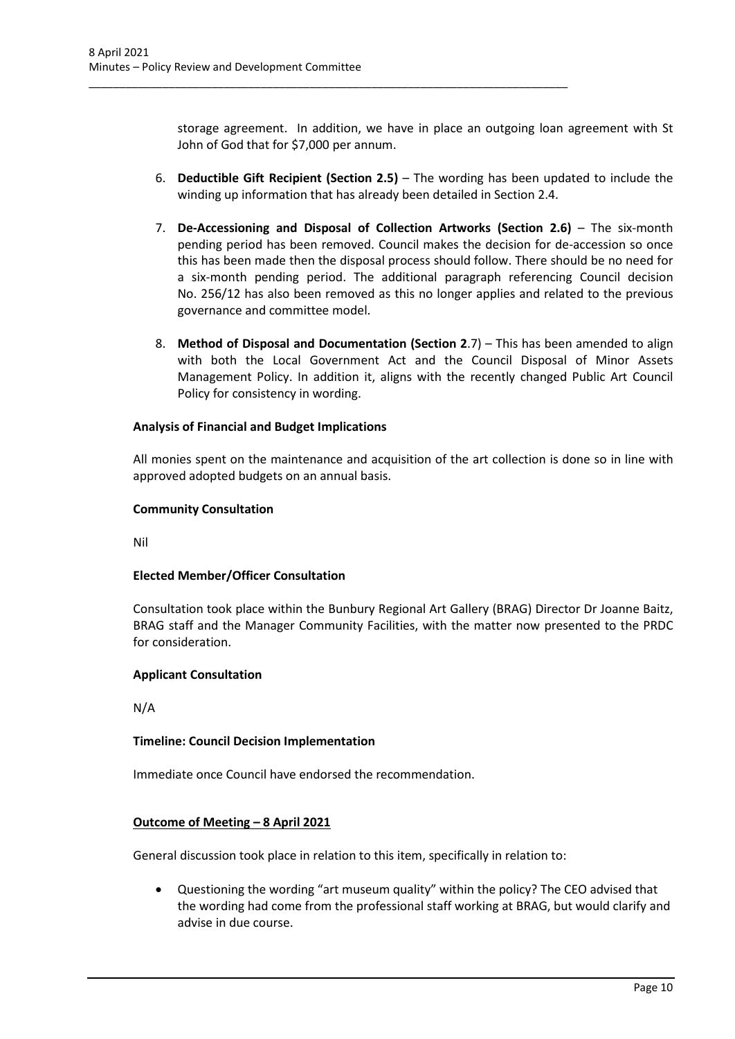storage agreement. In addition, we have in place an outgoing loan agreement with St John of God that for $7,000 per annum.

6. **Deductible Gift Recipient (Section 2.5)** – The wording has been updated to include the winding up information that has already been detailed in Section 2.4.

7. **De-Accessioning and Disposal of Collection Artworks (Section 2.6)** – The six-month pending period has been removed. Council makes the decision for de-accession so once this has been made then the disposal process should follow. There should be no need for a six-month pending period. The additional paragraph referencing Council decision No. 256/12 has also been removed as this no longer applies and related to the previous governance and committee model.

8. **Method of Disposal and Documentation (Section 2**.7) – This has been amended to align with both the Local Government Act and the Council Disposal of Minor Assets Management Policy. In addition it, aligns with the recently changed Public Art Council Policy for consistency in wording.

**Analysis of Financial and Budget Implications**

All monies spent on the maintenance and acquisition of the art collection is done so in line with approved adopted budgets on an annual basis.

**Community Consultation**

Nil

**Elected Member/Officer Consultation**

Consultation took place within the Bunbury Regional Art Gallery (BRAG) Director Dr Joanne Baitz, BRAG staff and the Manager Community Facilities, with the matter now presented to the PRDC for consideration.

**Applicant Consultation**

N/A

**Timeline: Council Decision Implementation**

Immediate once Council have endorsed the recommendation.

**Outcome of Meeting – 8 April 2021**

General discussion took place in relation to this item, specifically in relation to:

- Questioning the wording "art museum quality" within the policy? The CEO advised that the wording had come from the professional staff working at BRAG, but would clarify and advise in due course.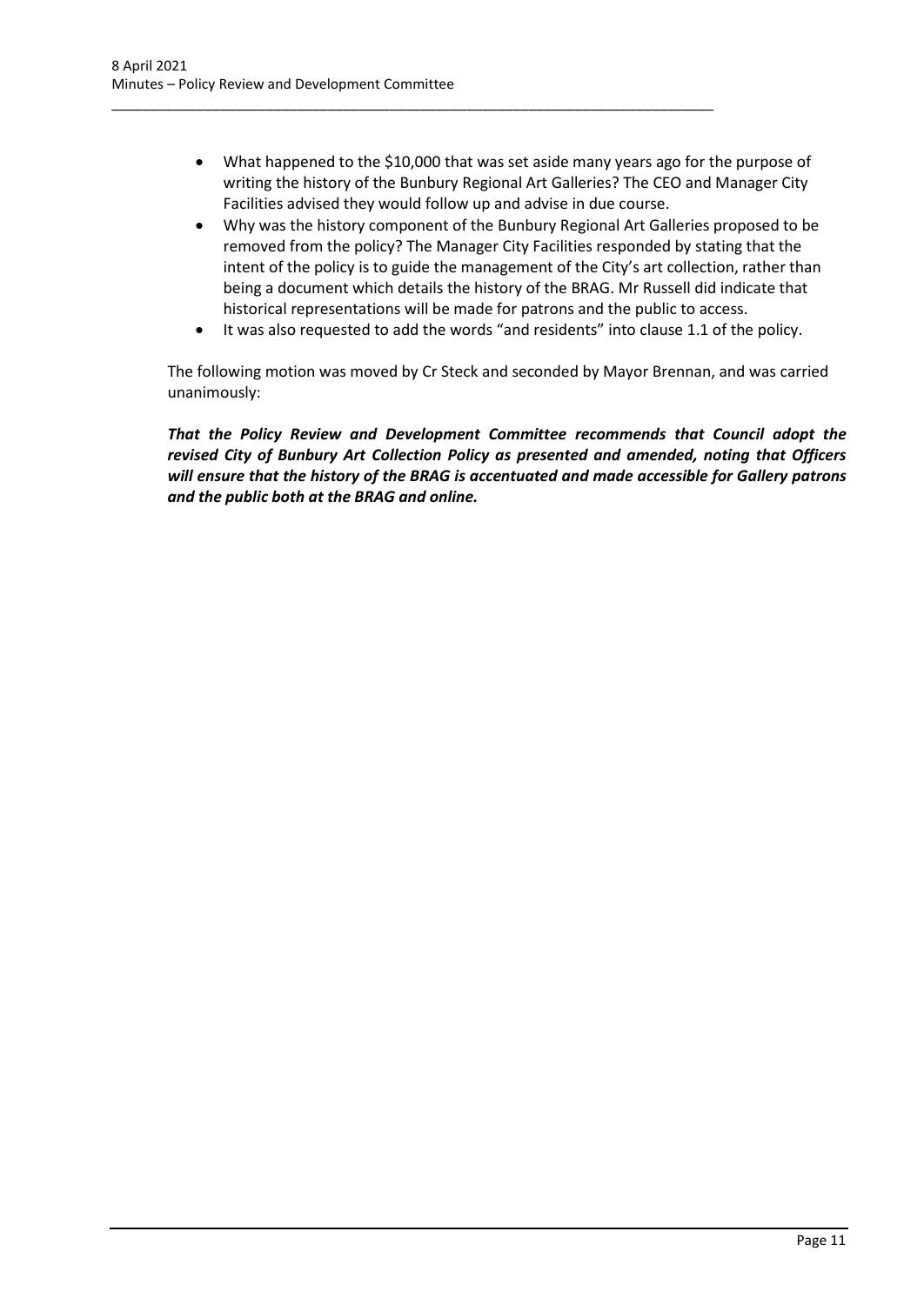- What happened to the $10,000 that was set aside many years ago for the purpose of writing the history of the Bunbury Regional Art Galleries? The CEO and Manager City Facilities advised they would follow up and advise in due course.
- Why was the history component of the Bunbury Regional Art Galleries proposed to be removed from the policy? The Manager City Facilities responded by stating that the intent of the policy is to guide the management of the City's art collection, rather than being a document which details the history of the BRAG. Mr Russell did indicate that historical representations will be made for patrons and the public to access.
- It was also requested to add the words "and residents" into clause 1.1 of the policy.

The following motion was moved by Cr Steck and seconded by Mayor Brennan, and was carried unanimously:

***That the Policy Review and Development Committee recommends that Council adopt the revised City of Bunbury Art Collection Policy as presented and amended, noting that Officers will ensure that the history of the BRAG is accentuated and made accessible for Gallery patrons and the public both at the BRAG and online.***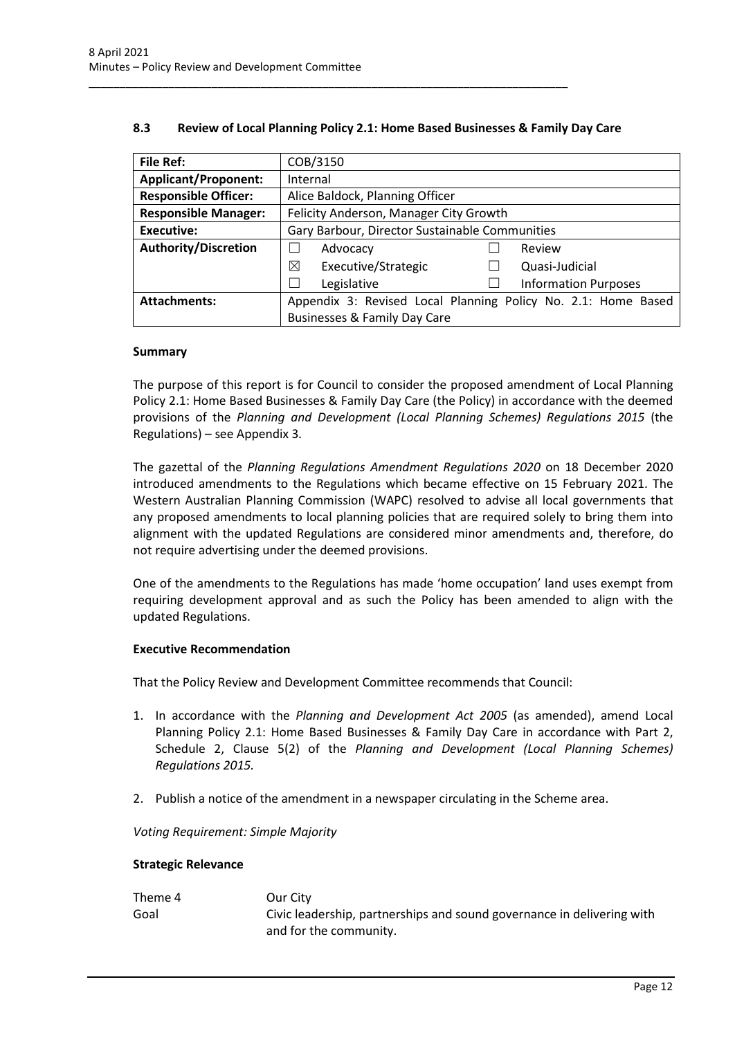## 8.3 Review of Local Planning Policy 2.1: Home Based Businesses & Family Day Care

| File Ref: | COB/3150 | |
|---|---|---|
| Applicant/Proponent: | Internal | |
| Responsible Officer: | Alice Baldock, Planning Officer | |
| Responsible Manager: | Felicity Anderson, Manager City Growth | |
| Executive: | Gary Barbour, Director Sustainable Communities | |
| Authority/Discretion | ☐ Advocacy | ☐ Review |
| | ☒ Executive/Strategic | ☐ Quasi-Judicial |
| | ☐ Legislative | ☐ Information Purposes |
| Attachments: | Appendix 3: Revised Local Planning Policy No. 2.1: Home Based Businesses & Family Day Care | |

### Summary

The purpose of this report is for Council to consider the proposed amendment of Local Planning Policy 2.1: Home Based Businesses & Family Day Care (the Policy) in accordance with the deemed provisions of the *Planning and Development (Local Planning Schemes) Regulations 2015* (the Regulations) – see Appendix 3.

The gazettal of the *Planning Regulations Amendment Regulations 2020* on 18 December 2020 introduced amendments to the Regulations which became effective on 15 February 2021. The Western Australian Planning Commission (WAPC) resolved to advise all local governments that any proposed amendments to local planning policies that are required solely to bring them into alignment with the updated Regulations are considered minor amendments and, therefore, do not require advertising under the deemed provisions.

One of the amendments to the Regulations has made 'home occupation' land uses exempt from requiring development approval and as such the Policy has been amended to align with the updated Regulations.

### Executive Recommendation

That the Policy Review and Development Committee recommends that Council:

1. In accordance with the *Planning and Development Act 2005* (as amended), amend Local Planning Policy 2.1: Home Based Businesses & Family Day Care in accordance with Part 2, Schedule 2, Clause 5(2) of the *Planning and Development (Local Planning Schemes) Regulations 2015.*
2. Publish a notice of the amendment in a newspaper circulating in the Scheme area.

*Voting Requirement: Simple Majority*

### Strategic Relevance

| | |
|---|---|
| Theme 4 | Our City |
| Goal | Civic leadership, partnerships and sound governance in delivering with and for the community. |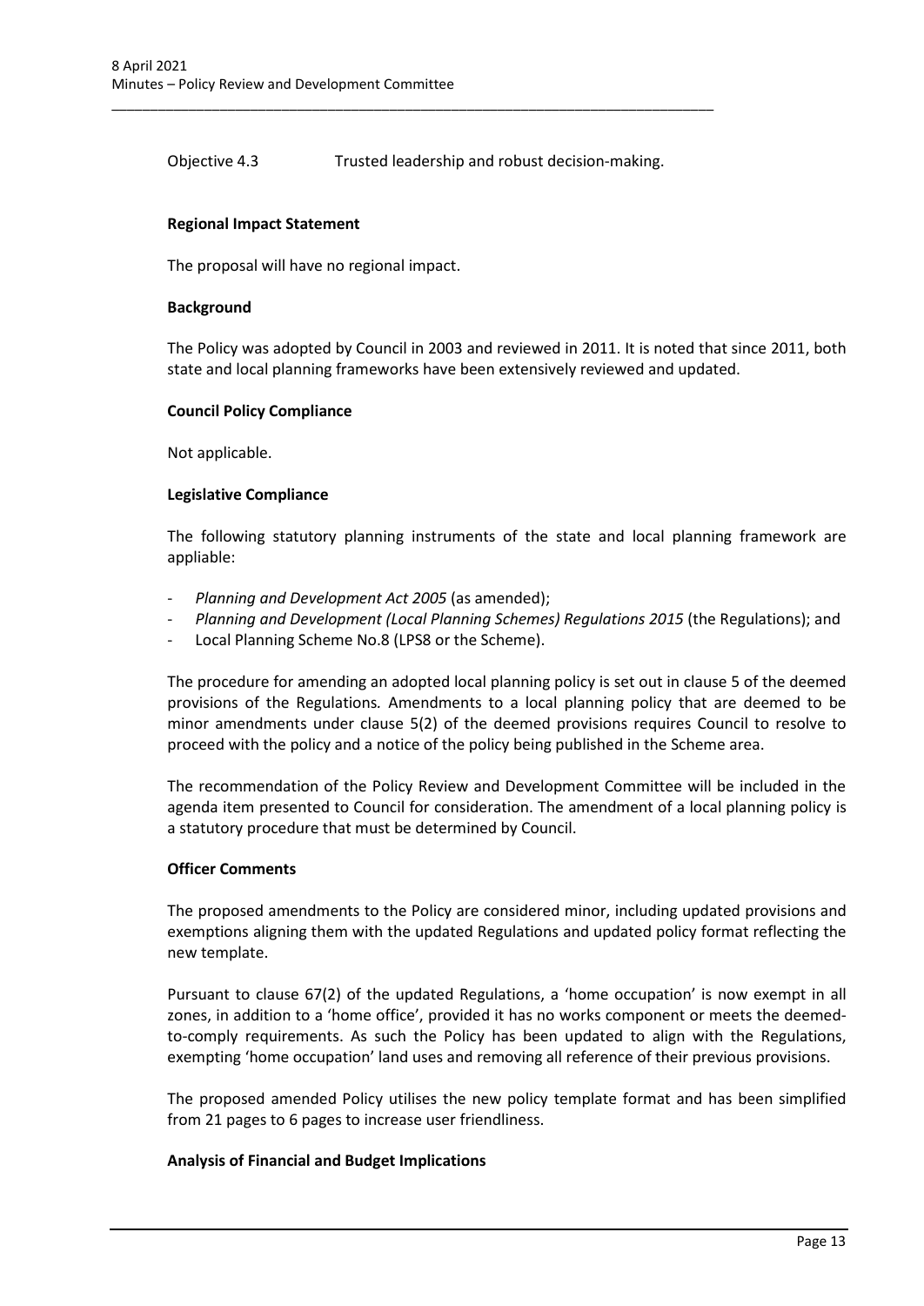Objective 4.3 Trusted leadership and robust decision-making.

**Regional Impact Statement**

The proposal will have no regional impact.

**Background**

The Policy was adopted by Council in 2003 and reviewed in 2011. It is noted that since 2011, both state and local planning frameworks have been extensively reviewed and updated.

**Council Policy Compliance**

Not applicable.

**Legislative Compliance**

The following statutory planning instruments of the state and local planning framework are appliable:

- *Planning and Development Act 2005* (as amended);
- *Planning and Development (Local Planning Schemes) Regulations 2015* (the Regulations); and
- Local Planning Scheme No.8 (LPS8 or the Scheme).

The procedure for amending an adopted local planning policy is set out in clause 5 of the deemed provisions of the Regulations. Amendments to a local planning policy that are deemed to be minor amendments under clause 5(2) of the deemed provisions requires Council to resolve to proceed with the policy and a notice of the policy being published in the Scheme area.

The recommendation of the Policy Review and Development Committee will be included in the agenda item presented to Council for consideration. The amendment of a local planning policy is a statutory procedure that must be determined by Council.

**Officer Comments**

The proposed amendments to the Policy are considered minor, including updated provisions and exemptions aligning them with the updated Regulations and updated policy format reflecting the new template.

Pursuant to clause 67(2) of the updated Regulations, a 'home occupation' is now exempt in all zones, in addition to a 'home office', provided it has no works component or meets the deemed-to-comply requirements. As such the Policy has been updated to align with the Regulations, exempting 'home occupation' land uses and removing all reference of their previous provisions.

The proposed amended Policy utilises the new policy template format and has been simplified from 21 pages to 6 pages to increase user friendliness.

**Analysis of Financial and Budget Implications**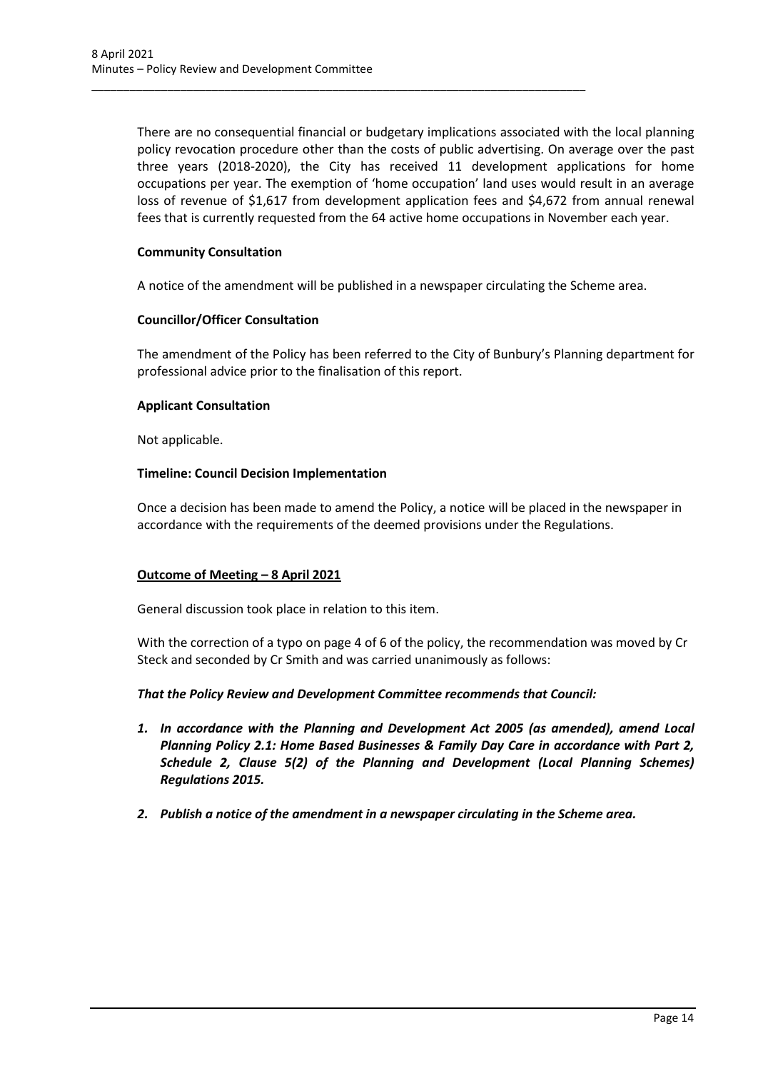There are no consequential financial or budgetary implications associated with the local planning policy revocation procedure other than the costs of public advertising. On average over the past three years (2018-2020), the City has received 11 development applications for home occupations per year. The exemption of 'home occupation' land uses would result in an average loss of revenue of $1,617 from development application fees and $4,672 from annual renewal fees that is currently requested from the 64 active home occupations in November each year.

**Community Consultation**

A notice of the amendment will be published in a newspaper circulating the Scheme area.

**Councillor/Officer Consultation**

The amendment of the Policy has been referred to the City of Bunbury's Planning department for professional advice prior to the finalisation of this report.

**Applicant Consultation**

Not applicable.

**Timeline: Council Decision Implementation**

Once a decision has been made to amend the Policy, a notice will be placed in the newspaper in accordance with the requirements of the deemed provisions under the Regulations.

**Outcome of Meeting – 8 April 2021**

General discussion took place in relation to this item.

With the correction of a typo on page 4 of 6 of the policy, the recommendation was moved by Cr Steck and seconded by Cr Smith and was carried unanimously as follows:

***That the Policy Review and Development Committee recommends that Council:***

1. ***In accordance with the Planning and Development Act 2005 (as amended), amend Local Planning Policy 2.1: Home Based Businesses & Family Day Care in accordance with Part 2, Schedule 2, Clause 5(2) of the Planning and Development (Local Planning Schemes) Regulations 2015.***
2. ***Publish a notice of the amendment in a newspaper circulating in the Scheme area.***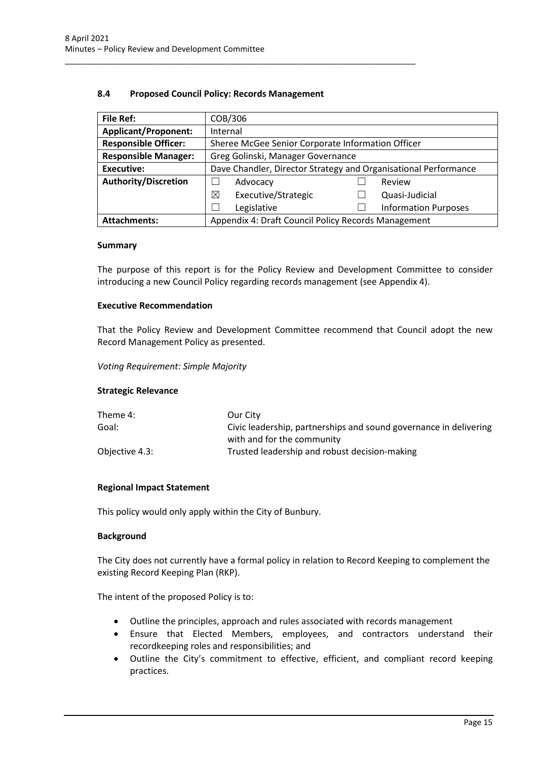## 8.4 Proposed Council Policy: Records Management

| **File Ref:** | COB/306 | | | |
|---|---|---|---|---|
| **Applicant/Proponent:** | Internal | | | |
| **Responsible Officer:** | Sheree McGee Senior Corporate Information Officer | | | |
| **Responsible Manager:** | Greg Golinski, Manager Governance | | | |
| **Executive:** | Dave Chandler, Director Strategy and Organisational Performance | | | |
| **Authority/Discretion** | ☐ Advocacy | | ☐ | Review |
| | ☒ Executive/Strategic | | ☐ | Quasi-Judicial |
| | ☐ Legislative | | ☐ | Information Purposes |
| **Attachments:** | Appendix 4: Draft Council Policy Records Management | | | |

### Summary

The purpose of this report is for the Policy Review and Development Committee to consider introducing a new Council Policy regarding records management (see Appendix 4).

### Executive Recommendation

That the Policy Review and Development Committee recommend that Council adopt the new Record Management Policy as presented.

*Voting Requirement: Simple Majority*

### Strategic Relevance

| | |
|---|---|
| Theme 4: | Our City |
| Goal: | Civic leadership, partnerships and sound governance in delivering with and for the community |
| Objective 4.3: | Trusted leadership and robust decision-making |

### Regional Impact Statement

This policy would only apply within the City of Bunbury.

### Background

The City does not currently have a formal policy in relation to Record Keeping to complement the existing Record Keeping Plan (RKP).

The intent of the proposed Policy is to:

- Outline the principles, approach and rules associated with records management
- Ensure that Elected Members, employees, and contractors understand their recordkeeping roles and responsibilities; and
- Outline the City's commitment to effective, efficient, and compliant record keeping practices.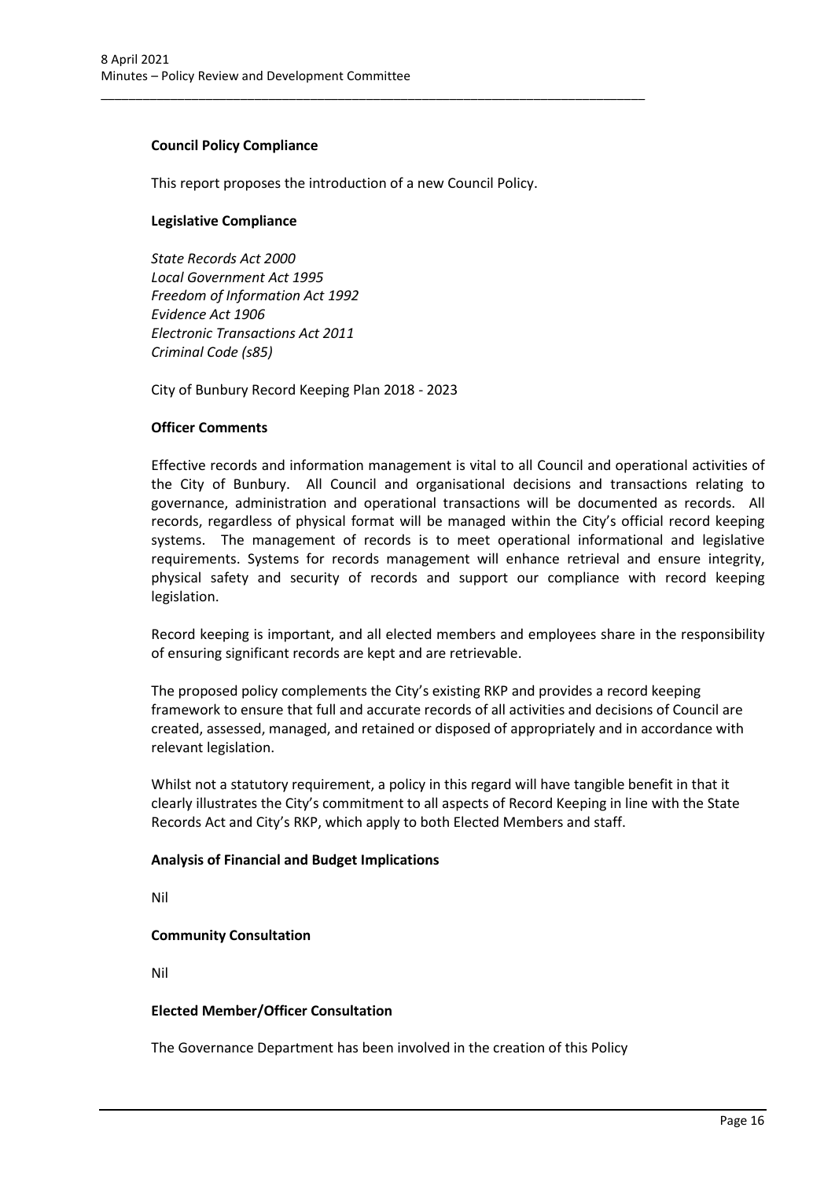**Council Policy Compliance**

This report proposes the introduction of a new Council Policy.

**Legislative Compliance**

*State Records Act 2000*
*Local Government Act 1995*
*Freedom of Information Act 1992*
*Evidence Act 1906*
*Electronic Transactions Act 2011*
*Criminal Code (s85)*

City of Bunbury Record Keeping Plan 2018 - 2023

**Officer Comments**

Effective records and information management is vital to all Council and operational activities of the City of Bunbury. All Council and organisational decisions and transactions relating to governance, administration and operational transactions will be documented as records. All records, regardless of physical format will be managed within the City's official record keeping systems. The management of records is to meet operational informational and legislative requirements. Systems for records management will enhance retrieval and ensure integrity, physical safety and security of records and support our compliance with record keeping legislation.

Record keeping is important, and all elected members and employees share in the responsibility of ensuring significant records are kept and are retrievable.

The proposed policy complements the City's existing RKP and provides a record keeping framework to ensure that full and accurate records of all activities and decisions of Council are created, assessed, managed, and retained or disposed of appropriately and in accordance with relevant legislation.

Whilst not a statutory requirement, a policy in this regard will have tangible benefit in that it clearly illustrates the City's commitment to all aspects of Record Keeping in line with the State Records Act and City's RKP, which apply to both Elected Members and staff.

**Analysis of Financial and Budget Implications**

Nil

**Community Consultation**

Nil

**Elected Member/Officer Consultation**

The Governance Department has been involved in the creation of this Policy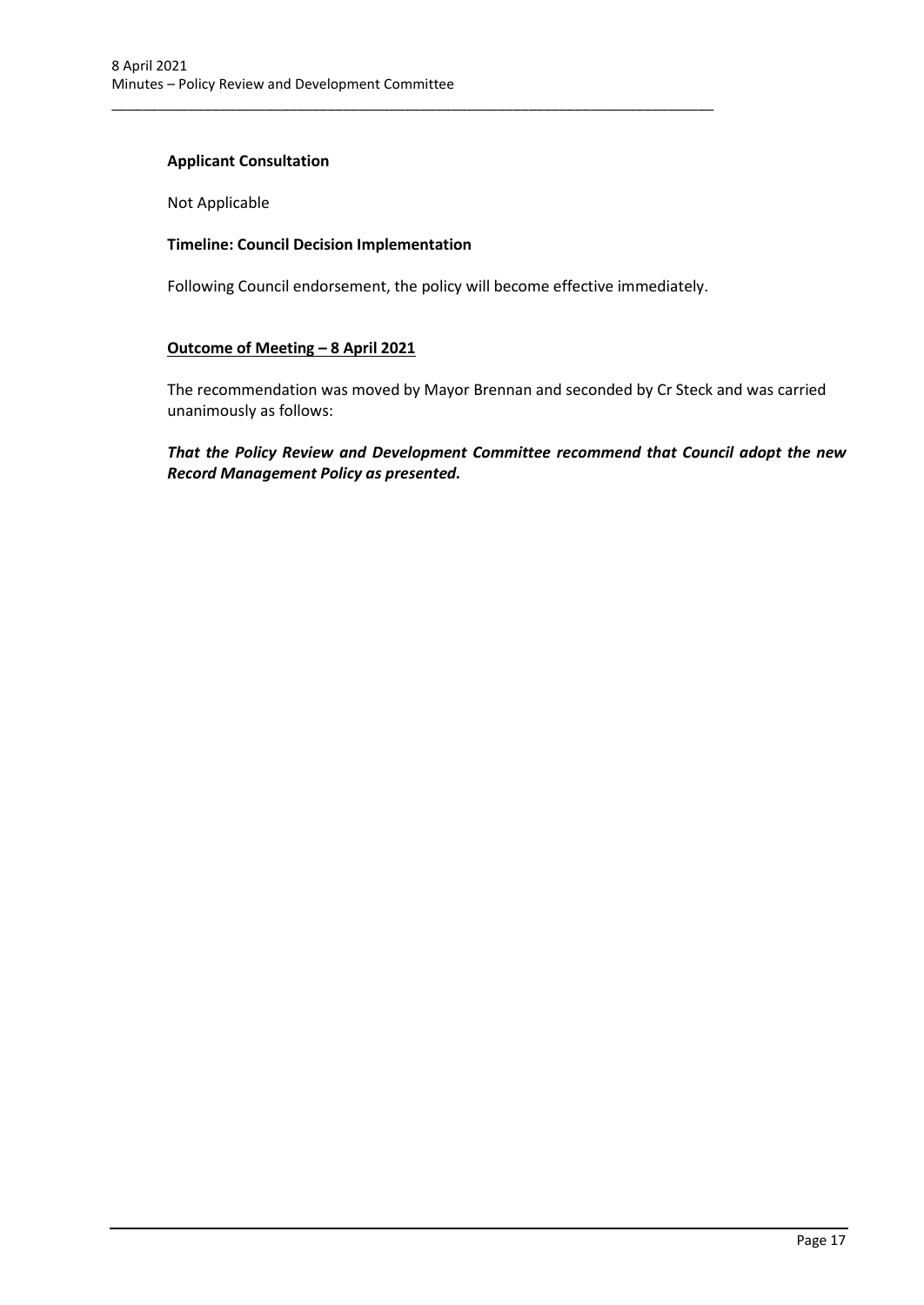**Applicant Consultation**

Not Applicable

**Timeline: Council Decision Implementation**

Following Council endorsement, the policy will become effective immediately.

**Outcome of Meeting – 8 April 2021**

The recommendation was moved by Mayor Brennan and seconded by Cr Steck and was carried unanimously as follows:

***That the Policy Review and Development Committee recommend that Council adopt the new Record Management Policy as presented.***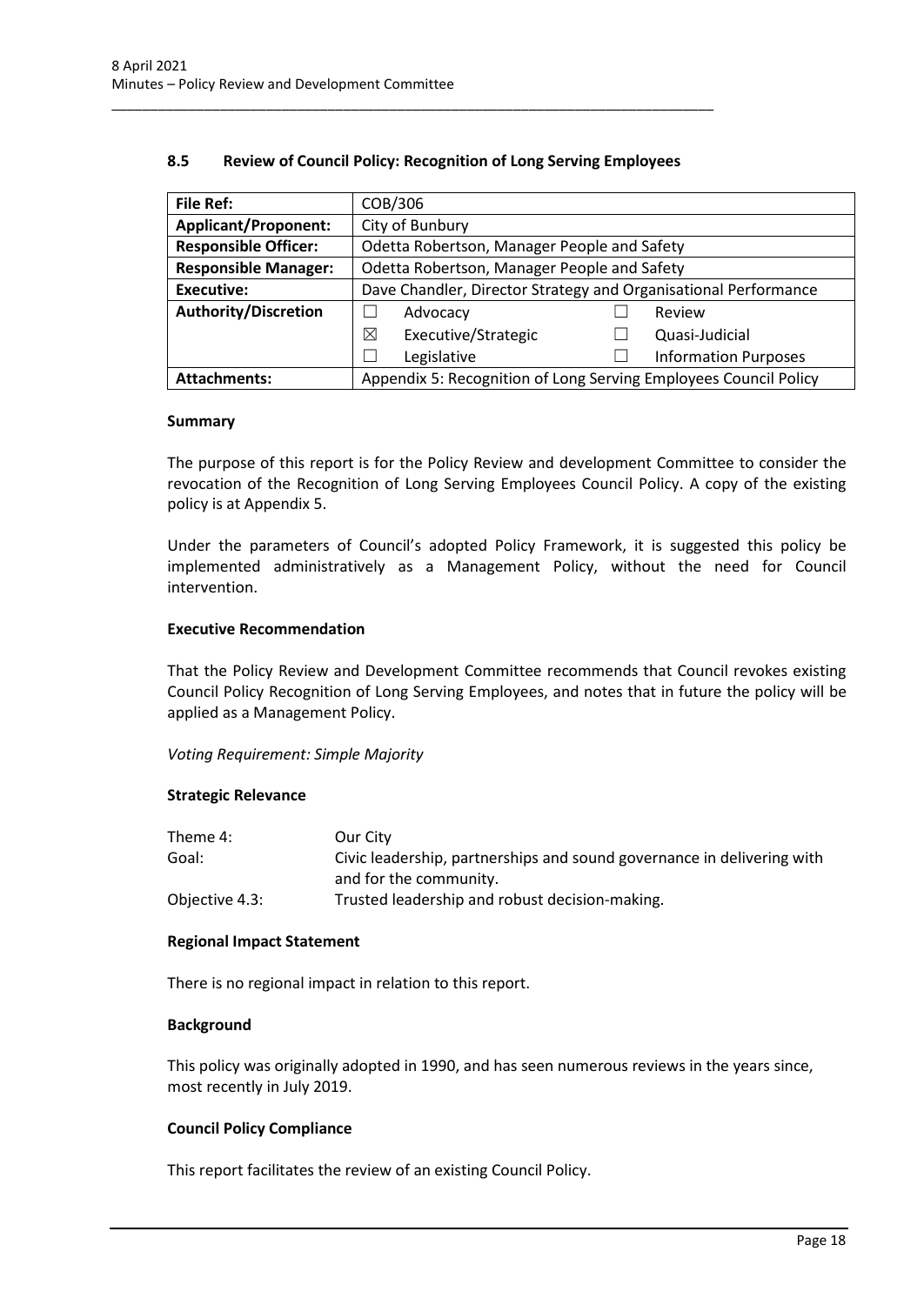## 8.5 Review of Council Policy: Recognition of Long Serving Employees

| **File Ref:** | COB/306 | | | |
|---|---|---|---|---|
| **Applicant/Proponent:** | City of Bunbury | | | |
| **Responsible Officer:** | Odetta Robertson, Manager People and Safety | | | |
| **Responsible Manager:** | Odetta Robertson, Manager People and Safety | | | |
| **Executive:** | Dave Chandler, Director Strategy and Organisational Performance | | | |
| **Authority/Discretion** | ☐ | Advocacy | ☐ | Review |
| | ☒ | Executive/Strategic | ☐ | Quasi-Judicial |
| | ☐ | Legislative | ☐ | Information Purposes |
| **Attachments:** | Appendix 5: Recognition of Long Serving Employees Council Policy | | | |

### Summary

The purpose of this report is for the Policy Review and development Committee to consider the revocation of the Recognition of Long Serving Employees Council Policy. A copy of the existing policy is at Appendix 5.

Under the parameters of Council's adopted Policy Framework, it is suggested this policy be implemented administratively as a Management Policy, without the need for Council intervention.

### Executive Recommendation

That the Policy Review and Development Committee recommends that Council revokes existing Council Policy Recognition of Long Serving Employees, and notes that in future the policy will be applied as a Management Policy.

*Voting Requirement: Simple Majority*

### Strategic Relevance

| | |
|---|---|
| Theme 4: | Our City |
| Goal: | Civic leadership, partnerships and sound governance in delivering with and for the community. |
| Objective 4.3: | Trusted leadership and robust decision-making. |

### Regional Impact Statement

There is no regional impact in relation to this report.

### Background

This policy was originally adopted in 1990, and has seen numerous reviews in the years since, most recently in July 2019.

### Council Policy Compliance

This report facilitates the review of an existing Council Policy.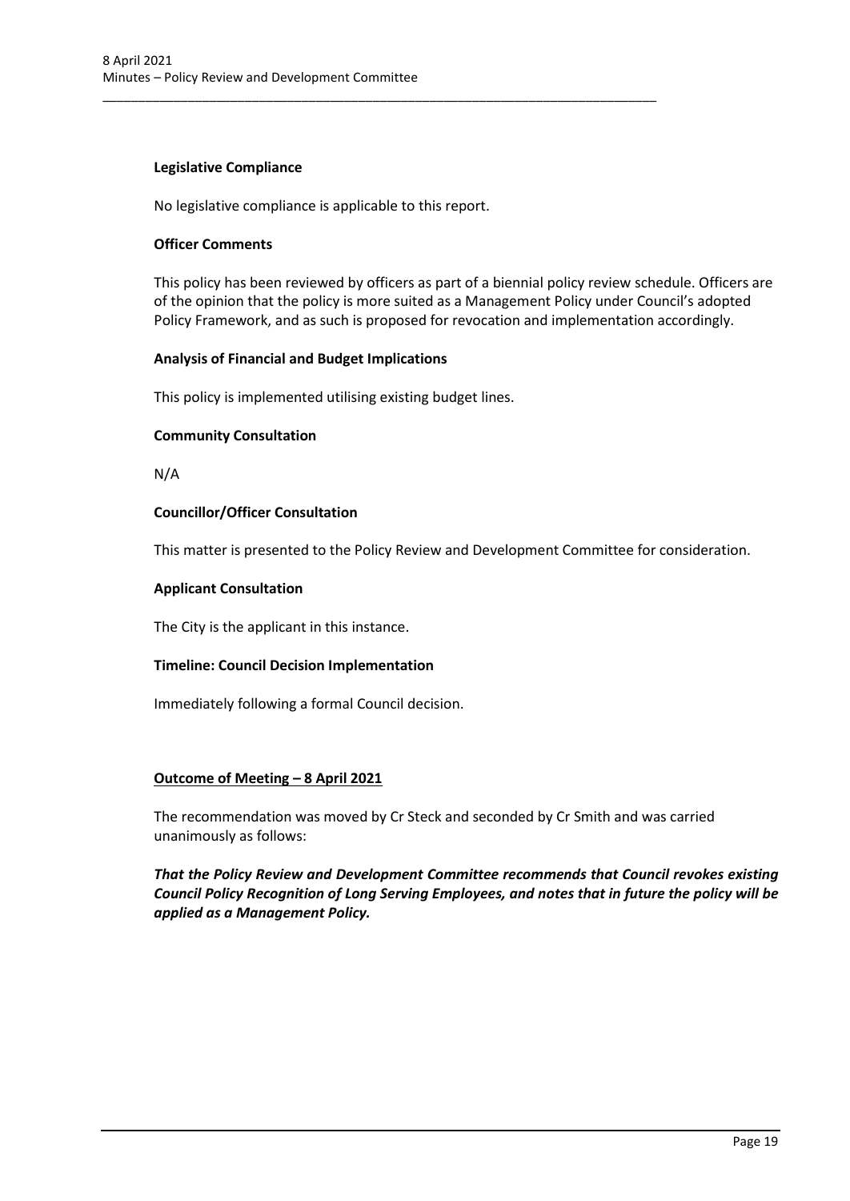**Legislative Compliance**

No legislative compliance is applicable to this report.

**Officer Comments**

This policy has been reviewed by officers as part of a biennial policy review schedule. Officers are of the opinion that the policy is more suited as a Management Policy under Council's adopted Policy Framework, and as such is proposed for revocation and implementation accordingly.

**Analysis of Financial and Budget Implications**

This policy is implemented utilising existing budget lines.

**Community Consultation**

N/A

**Councillor/Officer Consultation**

This matter is presented to the Policy Review and Development Committee for consideration.

**Applicant Consultation**

The City is the applicant in this instance.

**Timeline: Council Decision Implementation**

Immediately following a formal Council decision.

**Outcome of Meeting – 8 April 2021**

The recommendation was moved by Cr Steck and seconded by Cr Smith and was carried unanimously as follows:

***That the Policy Review and Development Committee recommends that Council revokes existing Council Policy Recognition of Long Serving Employees, and notes that in future the policy will be applied as a Management Policy.***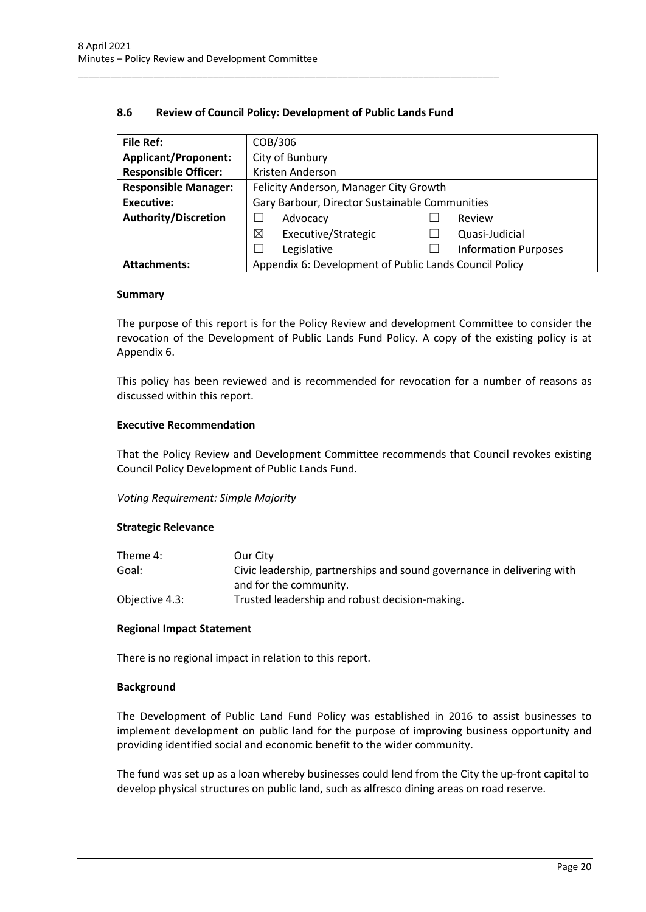## 8.6 Review of Council Policy: Development of Public Lands Fund

| **File Ref:** | COB/306 | | | |
|---|---|---|---|---|
| **Applicant/Proponent:** | City of Bunbury | | | |
| **Responsible Officer:** | Kristen Anderson | | | |
| **Responsible Manager:** | Felicity Anderson, Manager City Growth | | | |
| **Executive:** | Gary Barbour, Director Sustainable Communities | | | |
| **Authority/Discretion** | ☐ | Advocacy | ☐ | Review |
| | ☒ | Executive/Strategic | ☐ | Quasi-Judicial |
| | ☐ | Legislative | ☐ | Information Purposes |
| **Attachments:** | Appendix 6: Development of Public Lands Council Policy | | | |

### Summary

The purpose of this report is for the Policy Review and development Committee to consider the revocation of the Development of Public Lands Fund Policy. A copy of the existing policy is at Appendix 6.

This policy has been reviewed and is recommended for revocation for a number of reasons as discussed within this report.

### Executive Recommendation

That the Policy Review and Development Committee recommends that Council revokes existing Council Policy Development of Public Lands Fund.

*Voting Requirement: Simple Majority*

### Strategic Relevance

| | |
|---|---|
| Theme 4: | Our City |
| Goal: | Civic leadership, partnerships and sound governance in delivering with and for the community. |
| Objective 4.3: | Trusted leadership and robust decision-making. |

### Regional Impact Statement

There is no regional impact in relation to this report.

### Background

The Development of Public Land Fund Policy was established in 2016 to assist businesses to implement development on public land for the purpose of improving business opportunity and providing identified social and economic benefit to the wider community.

The fund was set up as a loan whereby businesses could lend from the City the up-front capital to develop physical structures on public land, such as alfresco dining areas on road reserve.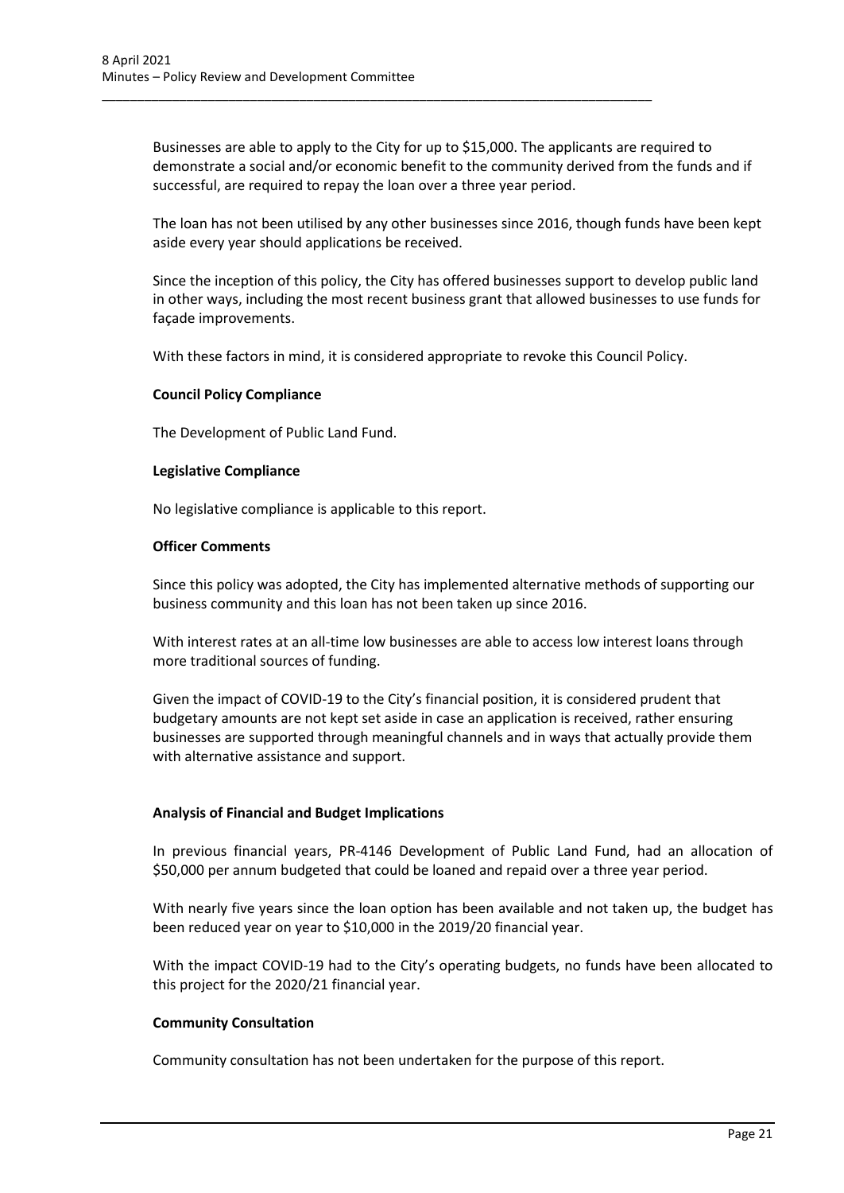Businesses are able to apply to the City for up to $15,000. The applicants are required to demonstrate a social and/or economic benefit to the community derived from the funds and if successful, are required to repay the loan over a three year period.

The loan has not been utilised by any other businesses since 2016, though funds have been kept aside every year should applications be received.

Since the inception of this policy, the City has offered businesses support to develop public land in other ways, including the most recent business grant that allowed businesses to use funds for façade improvements.

With these factors in mind, it is considered appropriate to revoke this Council Policy.

**Council Policy Compliance**

The Development of Public Land Fund.

**Legislative Compliance**

No legislative compliance is applicable to this report.

**Officer Comments**

Since this policy was adopted, the City has implemented alternative methods of supporting our business community and this loan has not been taken up since 2016.

With interest rates at an all-time low businesses are able to access low interest loans through more traditional sources of funding.

Given the impact of COVID-19 to the City's financial position, it is considered prudent that budgetary amounts are not kept set aside in case an application is received, rather ensuring businesses are supported through meaningful channels and in ways that actually provide them with alternative assistance and support.

**Analysis of Financial and Budget Implications**

In previous financial years, PR-4146 Development of Public Land Fund, had an allocation of $50,000 per annum budgeted that could be loaned and repaid over a three year period.

With nearly five years since the loan option has been available and not taken up, the budget has been reduced year on year to $10,000 in the 2019/20 financial year.

With the impact COVID-19 had to the City's operating budgets, no funds have been allocated to this project for the 2020/21 financial year.

**Community Consultation**

Community consultation has not been undertaken for the purpose of this report.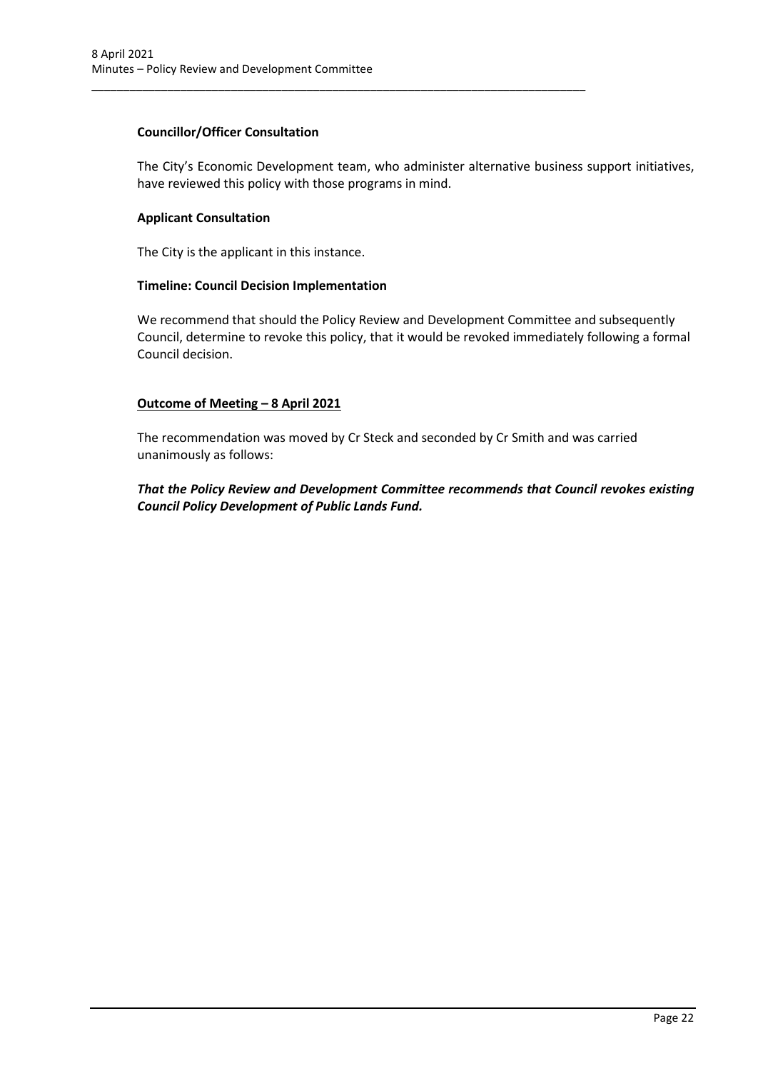**Councillor/Officer Consultation**

The City's Economic Development team, who administer alternative business support initiatives, have reviewed this policy with those programs in mind.

**Applicant Consultation**

The City is the applicant in this instance.

**Timeline: Council Decision Implementation**

We recommend that should the Policy Review and Development Committee and subsequently Council, determine to revoke this policy, that it would be revoked immediately following a formal Council decision.

**<u>Outcome of Meeting – 8 April 2021</u>**

The recommendation was moved by Cr Steck and seconded by Cr Smith and was carried unanimously as follows:

***That the Policy Review and Development Committee recommends that Council revokes existing Council Policy Development of Public Lands Fund.***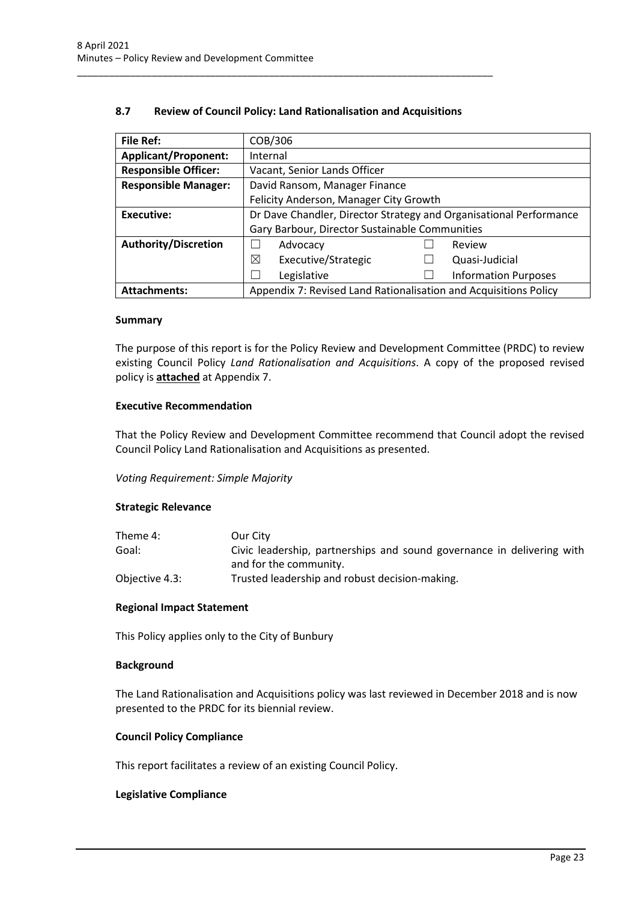## 8.7 Review of Council Policy: Land Rationalisation and Acquisitions

| File Ref: | COB/306 | | | |
|---|---|---|---|---|
| **Applicant/Proponent:** | Internal | | | |
| **Responsible Officer:** | Vacant, Senior Lands Officer | | | |
| **Responsible Manager:** | David Ransom, Manager Finance<br>Felicity Anderson, Manager City Growth | | | |
| **Executive:** | Dr Dave Chandler, Director Strategy and Organisational Performance<br>Gary Barbour, Director Sustainable Communities | | | |
| **Authority/Discretion** | ☐ | Advocacy | ☐ | Review |
| | ☒ | Executive/Strategic | ☐ | Quasi-Judicial |
| | ☐ | Legislative | ☐ | Information Purposes |
| **Attachments:** | Appendix 7: Revised Land Rationalisation and Acquisitions Policy | | | |

### Summary

The purpose of this report is for the Policy Review and Development Committee (PRDC) to review existing Council Policy *Land Rationalisation and Acquisitions*. A copy of the proposed revised policy is **attached** at Appendix 7.

### Executive Recommendation

That the Policy Review and Development Committee recommend that Council adopt the revised Council Policy Land Rationalisation and Acquisitions as presented.

*Voting Requirement: Simple Majority*

### Strategic Relevance

| | |
|---|---|
| Theme 4: | Our City |
| Goal: | Civic leadership, partnerships and sound governance in delivering with and for the community. |
| Objective 4.3: | Trusted leadership and robust decision-making. |

### Regional Impact Statement

This Policy applies only to the City of Bunbury

### Background

The Land Rationalisation and Acquisitions policy was last reviewed in December 2018 and is now presented to the PRDC for its biennial review.

### Council Policy Compliance

This report facilitates a review of an existing Council Policy.

### Legislative Compliance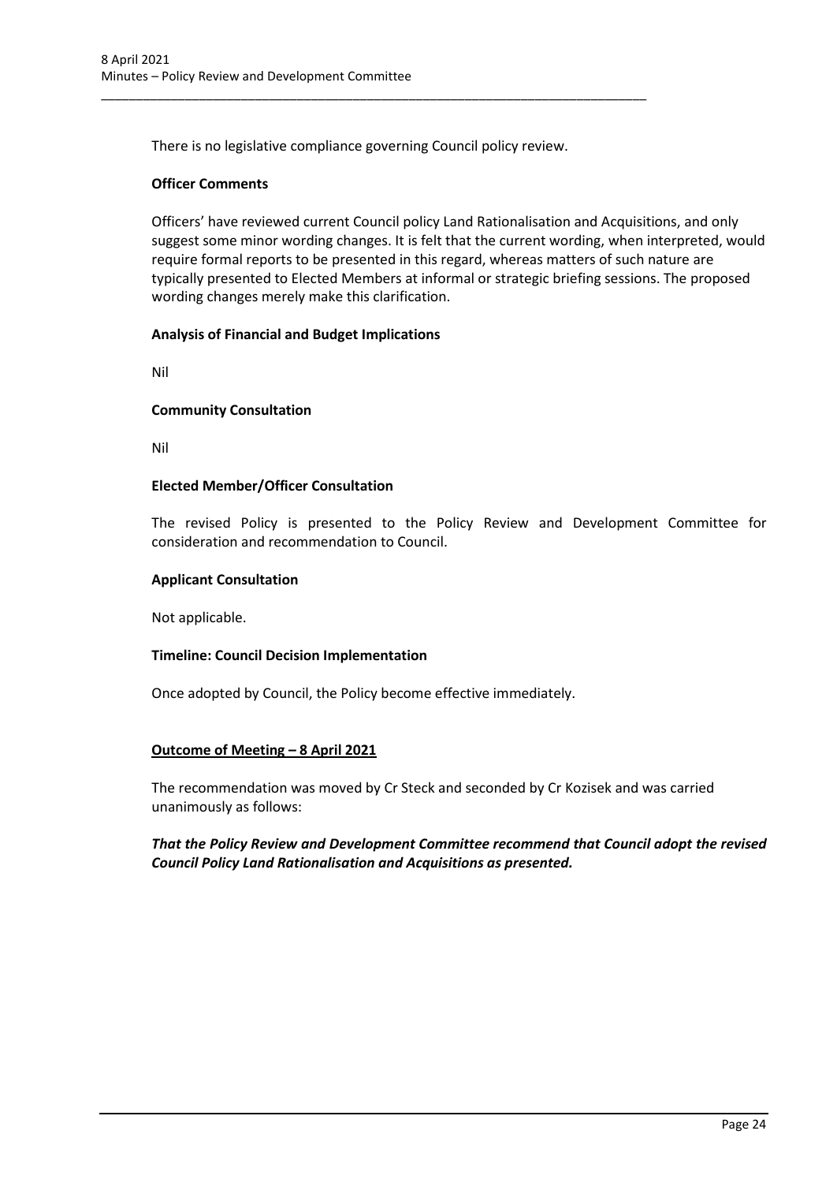There is no legislative compliance governing Council policy review.

**Officer Comments**

Officers' have reviewed current Council policy Land Rationalisation and Acquisitions, and only suggest some minor wording changes. It is felt that the current wording, when interpreted, would require formal reports to be presented in this regard, whereas matters of such nature are typically presented to Elected Members at informal or strategic briefing sessions. The proposed wording changes merely make this clarification.

**Analysis of Financial and Budget Implications**

Nil

**Community Consultation**

Nil

**Elected Member/Officer Consultation**

The revised Policy is presented to the Policy Review and Development Committee for consideration and recommendation to Council.

**Applicant Consultation**

Not applicable.

**Timeline: Council Decision Implementation**

Once adopted by Council, the Policy become effective immediately.

**Outcome of Meeting – 8 April 2021**

The recommendation was moved by Cr Steck and seconded by Cr Kozisek and was carried unanimously as follows:

***That the Policy Review and Development Committee recommend that Council adopt the revised Council Policy Land Rationalisation and Acquisitions as presented.***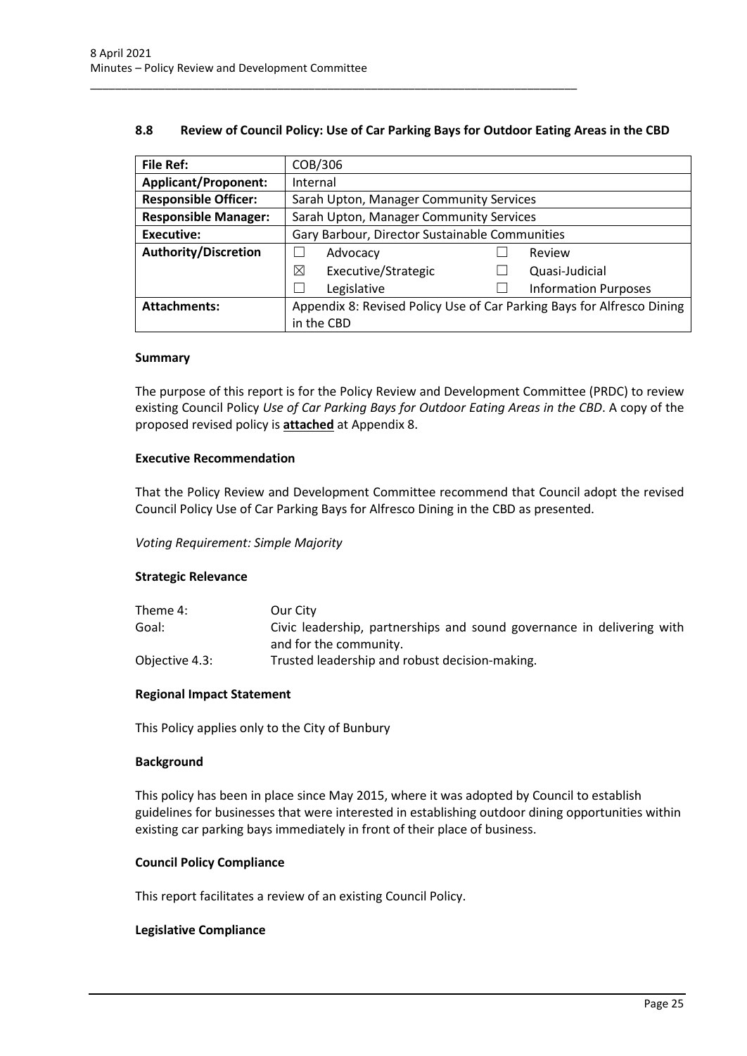## 8.8 Review of Council Policy: Use of Car Parking Bays for Outdoor Eating Areas in the CBD

| File Ref: | COB/306 | | | |
|---|---|---|---|---|
| **Applicant/Proponent:** | Internal | | | |
| **Responsible Officer:** | Sarah Upton, Manager Community Services | | | |
| **Responsible Manager:** | Sarah Upton, Manager Community Services | | | |
| **Executive:** | Gary Barbour, Director Sustainable Communities | | | |
| **Authority/Discretion** | ☐ | Advocacy | ☐ | Review |
| | ☒ | Executive/Strategic | ☐ | Quasi-Judicial |
| | ☐ | Legislative | ☐ | Information Purposes |
| **Attachments:** | Appendix 8: Revised Policy Use of Car Parking Bays for Alfresco Dining in the CBD | | | |

### Summary

The purpose of this report is for the Policy Review and Development Committee (PRDC) to review existing Council Policy *Use of Car Parking Bays for Outdoor Eating Areas in the CBD*. A copy of the proposed revised policy is **attached** at Appendix 8.

### Executive Recommendation

That the Policy Review and Development Committee recommend that Council adopt the revised Council Policy Use of Car Parking Bays for Alfresco Dining in the CBD as presented.

*Voting Requirement: Simple Majority*

### Strategic Relevance

| | |
|---|---|
| Theme 4: | Our City |
| Goal: | Civic leadership, partnerships and sound governance in delivering with and for the community. |
| Objective 4.3: | Trusted leadership and robust decision-making. |

### Regional Impact Statement

This Policy applies only to the City of Bunbury

### Background

This policy has been in place since May 2015, where it was adopted by Council to establish guidelines for businesses that were interested in establishing outdoor dining opportunities within existing car parking bays immediately in front of their place of business.

### Council Policy Compliance

This report facilitates a review of an existing Council Policy.

### Legislative Compliance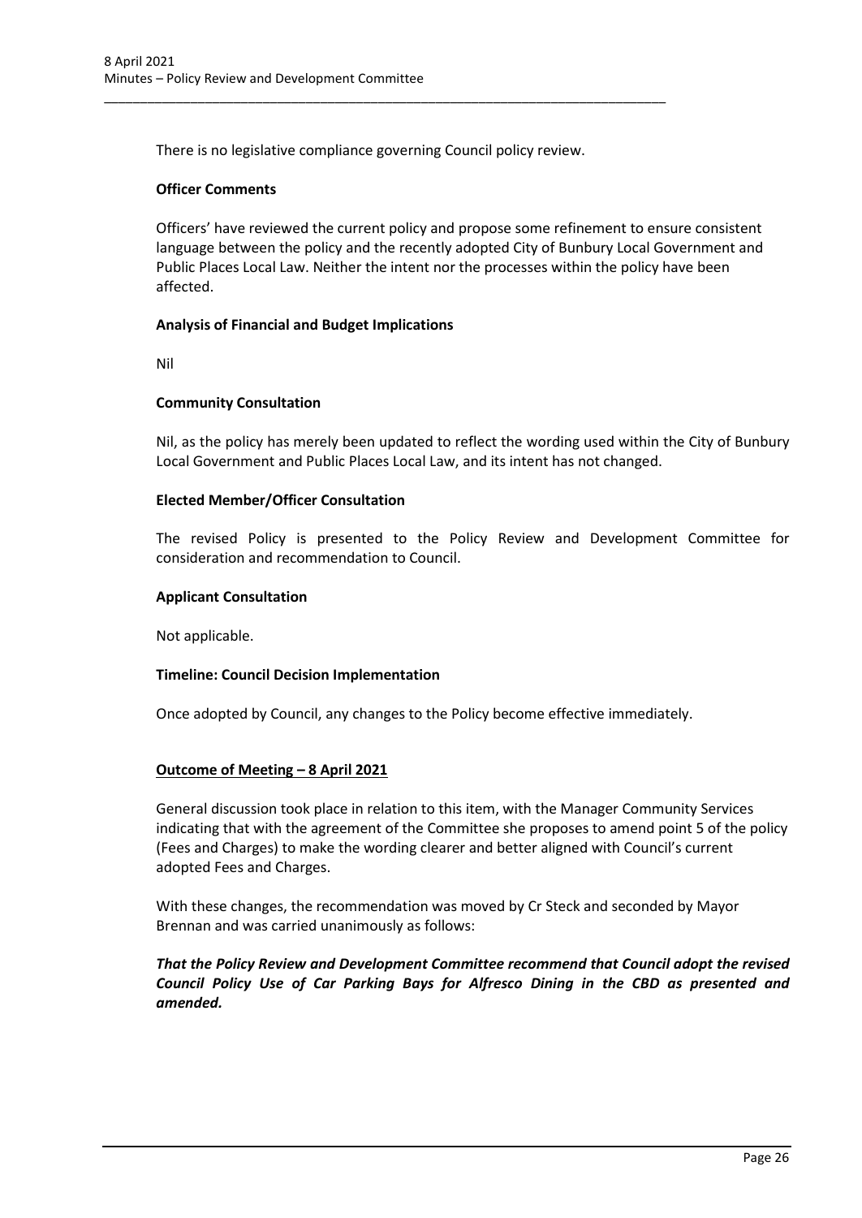There is no legislative compliance governing Council policy review.

**Officer Comments**

Officers' have reviewed the current policy and propose some refinement to ensure consistent language between the policy and the recently adopted City of Bunbury Local Government and Public Places Local Law. Neither the intent nor the processes within the policy have been affected.

**Analysis of Financial and Budget Implications**

Nil

**Community Consultation**

Nil, as the policy has merely been updated to reflect the wording used within the City of Bunbury Local Government and Public Places Local Law, and its intent has not changed.

**Elected Member/Officer Consultation**

The revised Policy is presented to the Policy Review and Development Committee for consideration and recommendation to Council.

**Applicant Consultation**

Not applicable.

**Timeline: Council Decision Implementation**

Once adopted by Council, any changes to the Policy become effective immediately.

**Outcome of Meeting – 8 April 2021**

General discussion took place in relation to this item, with the Manager Community Services indicating that with the agreement of the Committee she proposes to amend point 5 of the policy (Fees and Charges) to make the wording clearer and better aligned with Council's current adopted Fees and Charges.

With these changes, the recommendation was moved by Cr Steck and seconded by Mayor Brennan and was carried unanimously as follows:

***That the Policy Review and Development Committee recommend that Council adopt the revised Council Policy Use of Car Parking Bays for Alfresco Dining in the CBD as presented and amended.***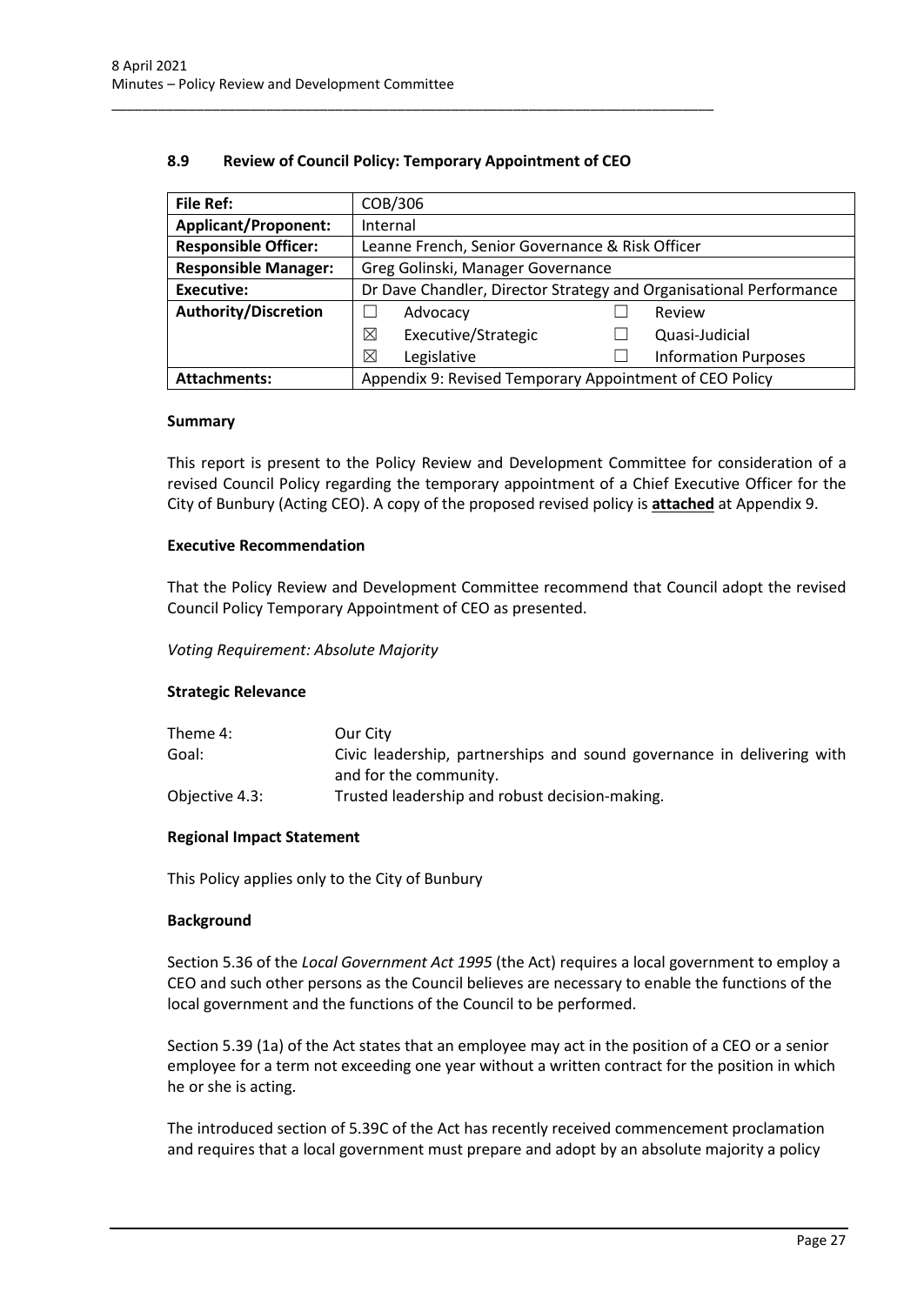## 8.9 Review of Council Policy: Temporary Appointment of CEO

| **File Ref:** | COB/306 | | | |
|---|---|---|---|---|
| **Applicant/Proponent:** | Internal | | | |
| **Responsible Officer:** | Leanne French, Senior Governance & Risk Officer | | | |
| **Responsible Manager:** | Greg Golinski, Manager Governance | | | |
| **Executive:** | Dr Dave Chandler, Director Strategy and Organisational Performance | | | |
| **Authority/Discretion** | ☐ | Advocacy | ☐ | Review |
| | ☒ | Executive/Strategic | ☐ | Quasi-Judicial |
| | ☒ | Legislative | ☐ | Information Purposes |
| **Attachments:** | Appendix 9: Revised Temporary Appointment of CEO Policy | | | |

### Summary

This report is present to the Policy Review and Development Committee for consideration of a revised Council Policy regarding the temporary appointment of a Chief Executive Officer for the City of Bunbury (Acting CEO). A copy of the proposed revised policy is **attached** at Appendix 9.

### Executive Recommendation

That the Policy Review and Development Committee recommend that Council adopt the revised Council Policy Temporary Appointment of CEO as presented.

*Voting Requirement: Absolute Majority*

### Strategic Relevance

| | |
|---|---|
| Theme 4: | Our City |
| Goal: | Civic leadership, partnerships and sound governance in delivering with and for the community. |
| Objective 4.3: | Trusted leadership and robust decision-making. |

### Regional Impact Statement

This Policy applies only to the City of Bunbury

### Background

Section 5.36 of the *Local Government Act 1995* (the Act) requires a local government to employ a CEO and such other persons as the Council believes are necessary to enable the functions of the local government and the functions of the Council to be performed.

Section 5.39 (1a) of the Act states that an employee may act in the position of a CEO or a senior employee for a term not exceeding one year without a written contract for the position in which he or she is acting.

The introduced section of 5.39C of the Act has recently received commencement proclamation and requires that a local government must prepare and adopt by an absolute majority a policy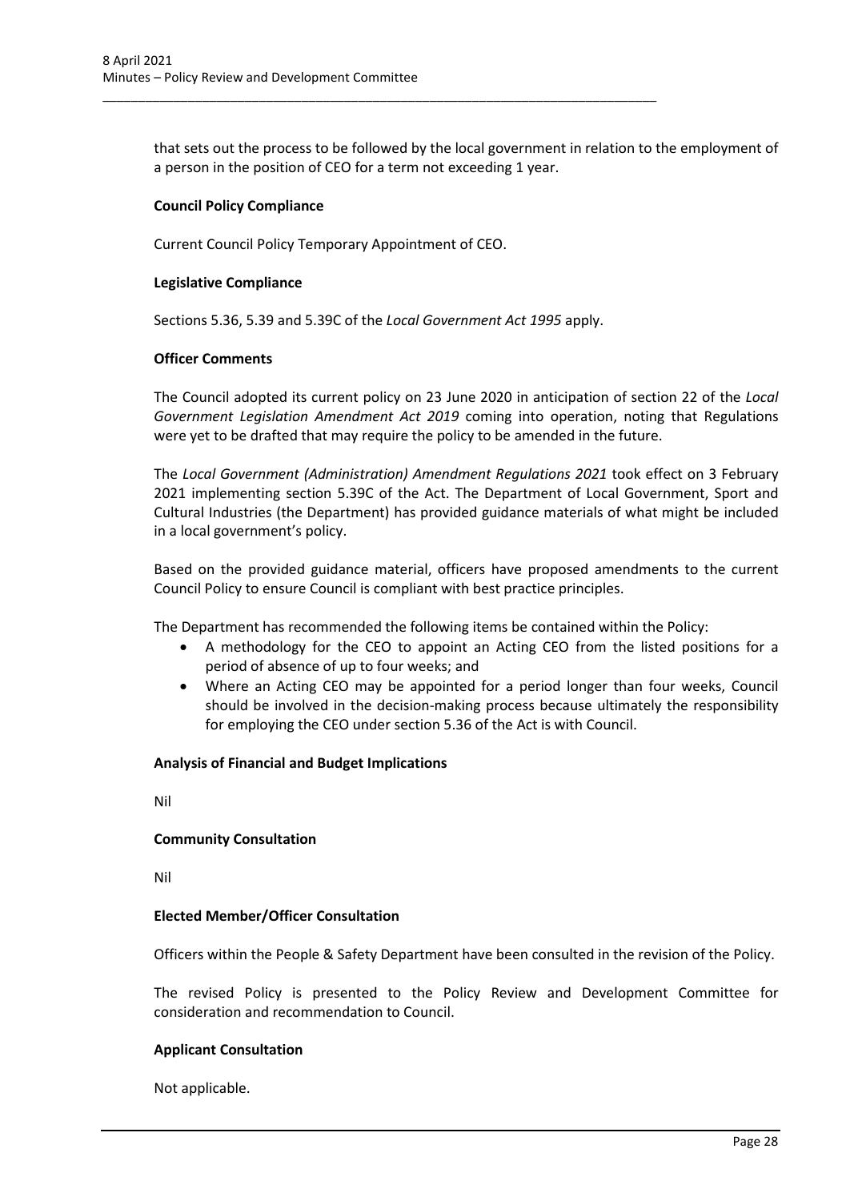that sets out the process to be followed by the local government in relation to the employment of a person in the position of CEO for a term not exceeding 1 year.

**Council Policy Compliance**

Current Council Policy Temporary Appointment of CEO.

**Legislative Compliance**

Sections 5.36, 5.39 and 5.39C of the *Local Government Act 1995* apply.

**Officer Comments**

The Council adopted its current policy on 23 June 2020 in anticipation of section 22 of the *Local Government Legislation Amendment Act 2019* coming into operation, noting that Regulations were yet to be drafted that may require the policy to be amended in the future.

The *Local Government (Administration) Amendment Regulations 2021* took effect on 3 February 2021 implementing section 5.39C of the Act. The Department of Local Government, Sport and Cultural Industries (the Department) has provided guidance materials of what might be included in a local government's policy.

Based on the provided guidance material, officers have proposed amendments to the current Council Policy to ensure Council is compliant with best practice principles.

The Department has recommended the following items be contained within the Policy:

- A methodology for the CEO to appoint an Acting CEO from the listed positions for a period of absence of up to four weeks; and
- Where an Acting CEO may be appointed for a period longer than four weeks, Council should be involved in the decision-making process because ultimately the responsibility for employing the CEO under section 5.36 of the Act is with Council.

**Analysis of Financial and Budget Implications**

Nil

**Community Consultation**

Nil

**Elected Member/Officer Consultation**

Officers within the People & Safety Department have been consulted in the revision of the Policy.

The revised Policy is presented to the Policy Review and Development Committee for consideration and recommendation to Council.

**Applicant Consultation**

Not applicable.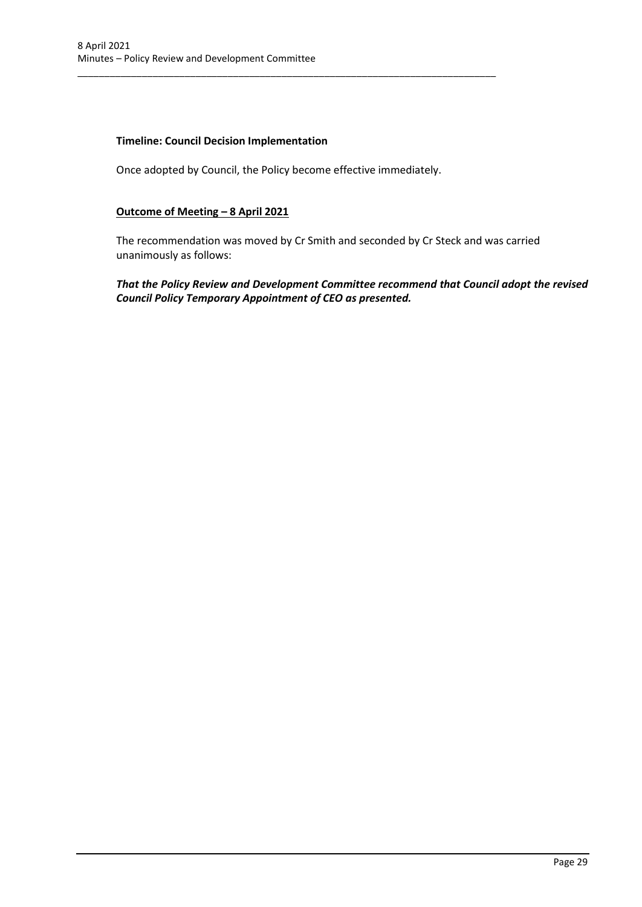**Timeline: Council Decision Implementation**

Once adopted by Council, the Policy become effective immediately.

**Outcome of Meeting – 8 April 2021**

The recommendation was moved by Cr Smith and seconded by Cr Steck and was carried unanimously as follows:

***That the Policy Review and Development Committee recommend that Council adopt the revised Council Policy Temporary Appointment of CEO as presented.***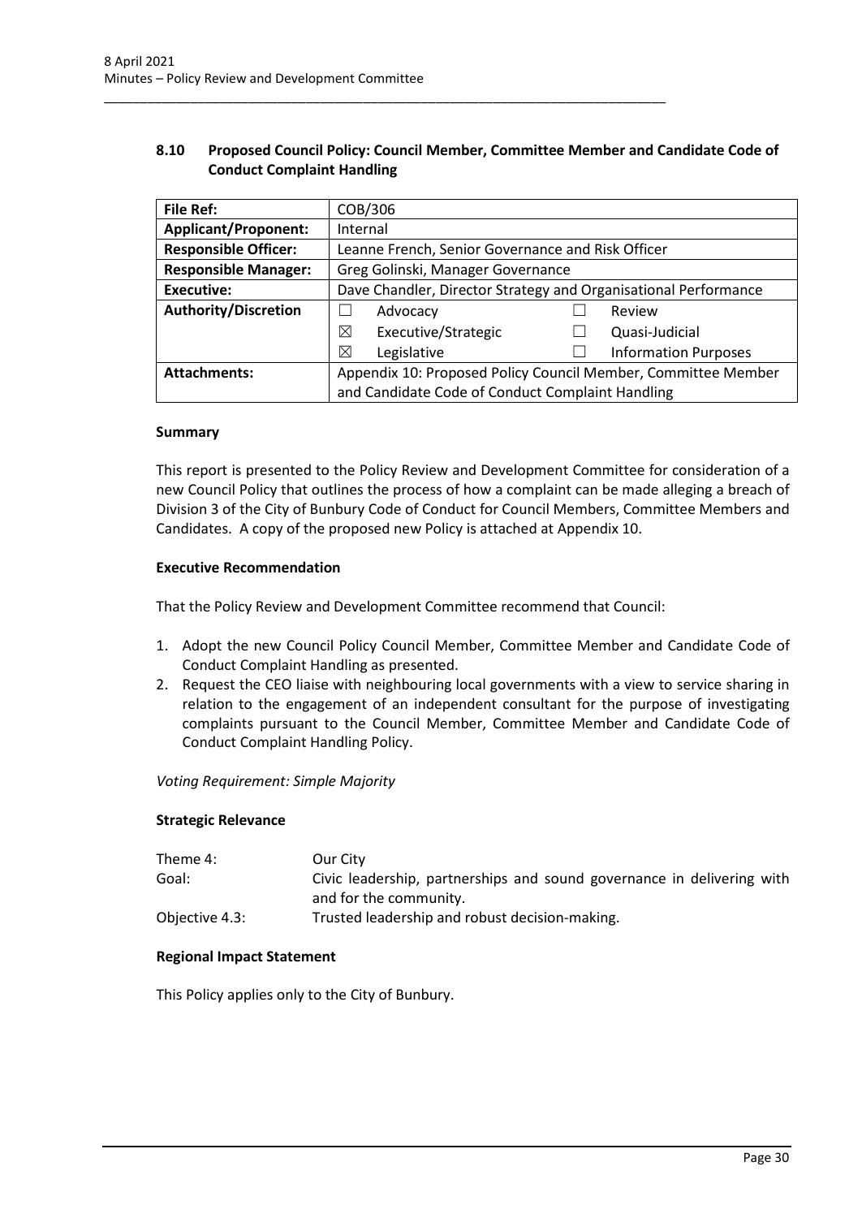## 8.10 Proposed Council Policy: Council Member, Committee Member and Candidate Code of Conduct Complaint Handling

| | | | |
|---|---|---|---|
| **File Ref:** | COB/306 | | |
| **Applicant/Proponent:** | Internal | | |
| **Responsible Officer:** | Leanne French, Senior Governance and Risk Officer | | |
| **Responsible Manager:** | Greg Golinski, Manager Governance | | |
| **Executive:** | Dave Chandler, Director Strategy and Organisational Performance | | |
| **Authority/Discretion** | ☐ Advocacy | ☐ Review | |
| | ☒ Executive/Strategic | ☐ Quasi-Judicial | |
| | ☒ Legislative | ☐ Information Purposes | |
| **Attachments:** | Appendix 10: Proposed Policy Council Member, Committee Member and Candidate Code of Conduct Complaint Handling | | |

### Summary

This report is presented to the Policy Review and Development Committee for consideration of a new Council Policy that outlines the process of how a complaint can be made alleging a breach of Division 3 of the City of Bunbury Code of Conduct for Council Members, Committee Members and Candidates. A copy of the proposed new Policy is attached at Appendix 10.

### Executive Recommendation

That the Policy Review and Development Committee recommend that Council:

1. Adopt the new Council Policy Council Member, Committee Member and Candidate Code of Conduct Complaint Handling as presented.
2. Request the CEO liaise with neighbouring local governments with a view to service sharing in relation to the engagement of an independent consultant for the purpose of investigating complaints pursuant to the Council Member, Committee Member and Candidate Code of Conduct Complaint Handling Policy.

*Voting Requirement: Simple Majority*

### Strategic Relevance

| | |
|---|---|
| Theme 4: | Our City |
| Goal: | Civic leadership, partnerships and sound governance in delivering with and for the community. |
| Objective 4.3: | Trusted leadership and robust decision-making. |

### Regional Impact Statement

This Policy applies only to the City of Bunbury.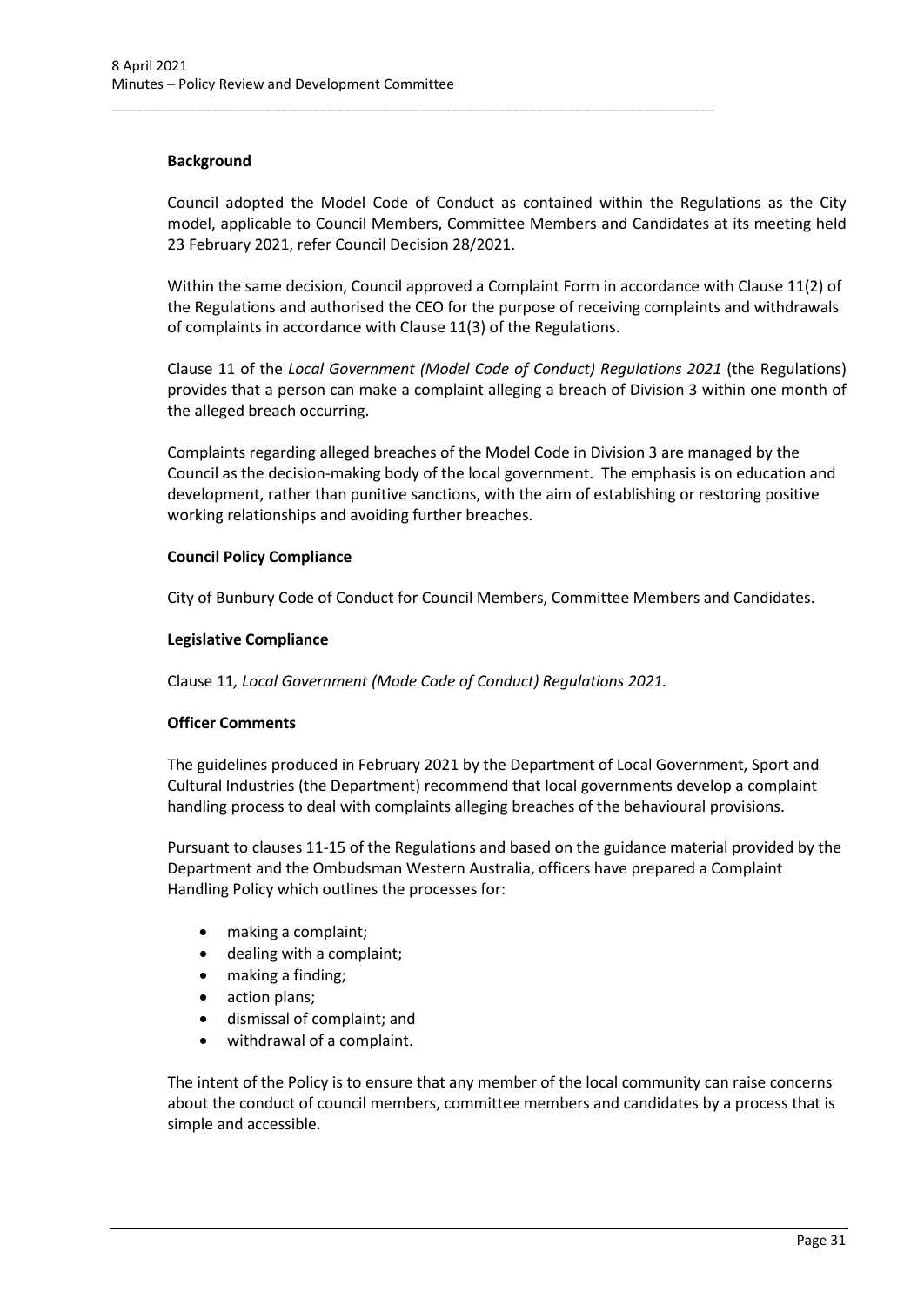**Background**

Council adopted the Model Code of Conduct as contained within the Regulations as the City model, applicable to Council Members, Committee Members and Candidates at its meeting held 23 February 2021, refer Council Decision 28/2021.

Within the same decision, Council approved a Complaint Form in accordance with Clause 11(2) of the Regulations and authorised the CEO for the purpose of receiving complaints and withdrawals of complaints in accordance with Clause 11(3) of the Regulations.

Clause 11 of the *Local Government (Model Code of Conduct) Regulations 2021* (the Regulations) provides that a person can make a complaint alleging a breach of Division 3 within one month of the alleged breach occurring.

Complaints regarding alleged breaches of the Model Code in Division 3 are managed by the Council as the decision-making body of the local government. The emphasis is on education and development, rather than punitive sanctions, with the aim of establishing or restoring positive working relationships and avoiding further breaches.

**Council Policy Compliance**

City of Bunbury Code of Conduct for Council Members, Committee Members and Candidates.

**Legislative Compliance**

Clause 11*, Local Government (Mode Code of Conduct) Regulations 2021.*

**Officer Comments**

The guidelines produced in February 2021 by the Department of Local Government, Sport and Cultural Industries (the Department) recommend that local governments develop a complaint handling process to deal with complaints alleging breaches of the behavioural provisions.

Pursuant to clauses 11-15 of the Regulations and based on the guidance material provided by the Department and the Ombudsman Western Australia, officers have prepared a Complaint Handling Policy which outlines the processes for:

- making a complaint;
- dealing with a complaint;
- making a finding;
- action plans;
- dismissal of complaint; and
- withdrawal of a complaint.

The intent of the Policy is to ensure that any member of the local community can raise concerns about the conduct of council members, committee members and candidates by a process that is simple and accessible.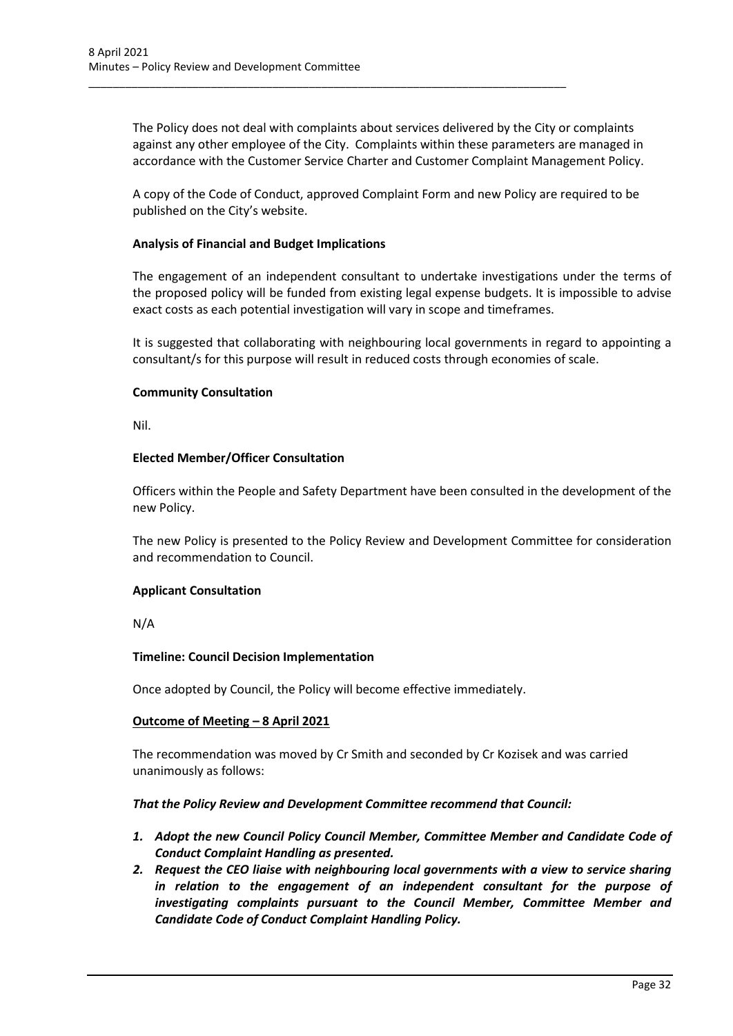The Policy does not deal with complaints about services delivered by the City or complaints against any other employee of the City. Complaints within these parameters are managed in accordance with the Customer Service Charter and Customer Complaint Management Policy.

A copy of the Code of Conduct, approved Complaint Form and new Policy are required to be published on the City's website.

**Analysis of Financial and Budget Implications**

The engagement of an independent consultant to undertake investigations under the terms of the proposed policy will be funded from existing legal expense budgets. It is impossible to advise exact costs as each potential investigation will vary in scope and timeframes.

It is suggested that collaborating with neighbouring local governments in regard to appointing a consultant/s for this purpose will result in reduced costs through economies of scale.

**Community Consultation**

Nil.

**Elected Member/Officer Consultation**

Officers within the People and Safety Department have been consulted in the development of the new Policy.

The new Policy is presented to the Policy Review and Development Committee for consideration and recommendation to Council.

**Applicant Consultation**

N/A

**Timeline: Council Decision Implementation**

Once adopted by Council, the Policy will become effective immediately.

**Outcome of Meeting – 8 April 2021**

The recommendation was moved by Cr Smith and seconded by Cr Kozisek and was carried unanimously as follows:

***That the Policy Review and Development Committee recommend that Council:***

1. ***Adopt the new Council Policy Council Member, Committee Member and Candidate Code of Conduct Complaint Handling as presented.***
2. ***Request the CEO liaise with neighbouring local governments with a view to service sharing in relation to the engagement of an independent consultant for the purpose of investigating complaints pursuant to the Council Member, Committee Member and Candidate Code of Conduct Complaint Handling Policy.***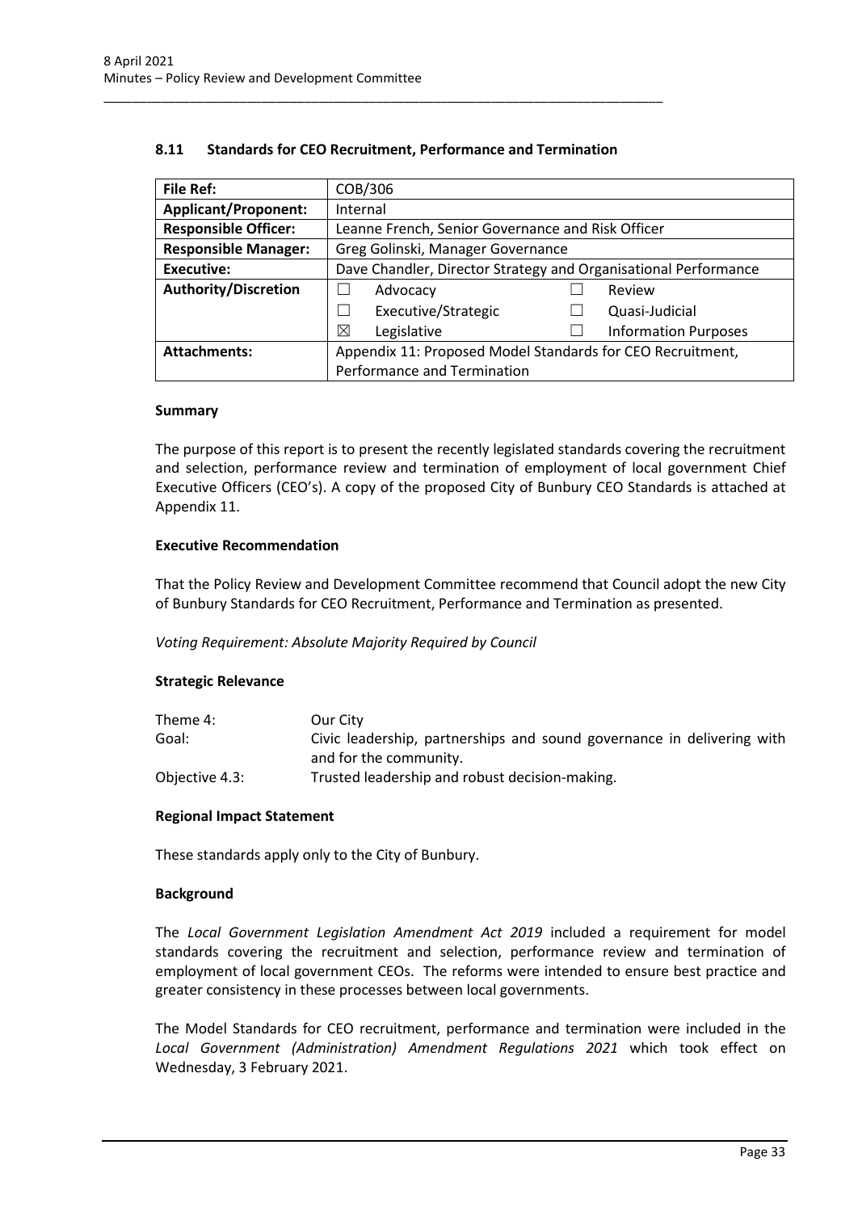## 8.11 Standards for CEO Recruitment, Performance and Termination

| **File Ref:** | COB/306 | | | |
|---|---|---|---|---|
| **Applicant/Proponent:** | Internal | | | |
| **Responsible Officer:** | Leanne French, Senior Governance and Risk Officer | | | |
| **Responsible Manager:** | Greg Golinski, Manager Governance | | | |
| **Executive:** | Dave Chandler, Director Strategy and Organisational Performance | | | |
| **Authority/Discretion** | ☐ | Advocacy | ☐ | Review |
| | ☐ | Executive/Strategic | ☐ | Quasi-Judicial |
| | ☒ | Legislative | ☐ | Information Purposes |
| **Attachments:** | Appendix 11: Proposed Model Standards for CEO Recruitment, Performance and Termination | | | |

### Summary

The purpose of this report is to present the recently legislated standards covering the recruitment and selection, performance review and termination of employment of local government Chief Executive Officers (CEO's). A copy of the proposed City of Bunbury CEO Standards is attached at Appendix 11.

### Executive Recommendation

That the Policy Review and Development Committee recommend that Council adopt the new City of Bunbury Standards for CEO Recruitment, Performance and Termination as presented.

*Voting Requirement: Absolute Majority Required by Council*

### Strategic Relevance

| | |
|---|---|
| Theme 4: | Our City |
| Goal: | Civic leadership, partnerships and sound governance in delivering with and for the community. |
| Objective 4.3: | Trusted leadership and robust decision-making. |

### Regional Impact Statement

These standards apply only to the City of Bunbury.

### Background

The *Local Government Legislation Amendment Act 2019* included a requirement for model standards covering the recruitment and selection, performance review and termination of employment of local government CEOs. The reforms were intended to ensure best practice and greater consistency in these processes between local governments.

The Model Standards for CEO recruitment, performance and termination were included in the *Local Government (Administration) Amendment Regulations 2021* which took effect on Wednesday, 3 February 2021.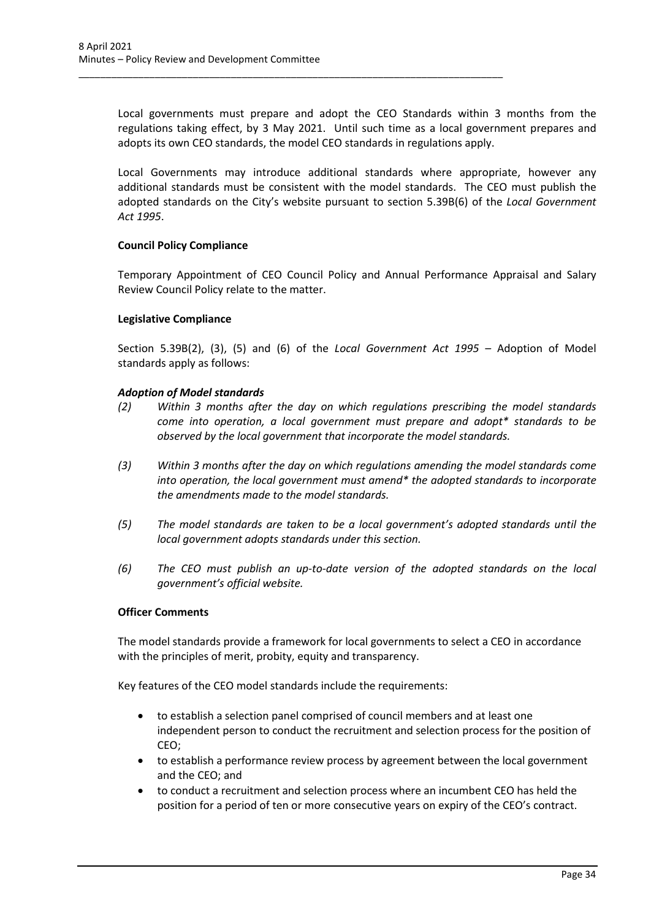Local governments must prepare and adopt the CEO Standards within 3 months from the regulations taking effect, by 3 May 2021. Until such time as a local government prepares and adopts its own CEO standards, the model CEO standards in regulations apply.

Local Governments may introduce additional standards where appropriate, however any additional standards must be consistent with the model standards. The CEO must publish the adopted standards on the City's website pursuant to section 5.39B(6) of the *Local Government Act 1995*.

**Council Policy Compliance**

Temporary Appointment of CEO Council Policy and Annual Performance Appraisal and Salary Review Council Policy relate to the matter.

**Legislative Compliance**

Section 5.39B(2), (3), (5) and (6) of the *Local Government Act 1995* – Adoption of Model standards apply as follows:

***Adoption of Model standards***

*(2) Within 3 months after the day on which regulations prescribing the model standards come into operation, a local government must prepare and adopt* standards to be observed by the local government that incorporate the model standards.*

*(3) Within 3 months after the day on which regulations amending the model standards come into operation, the local government must amend* the adopted standards to incorporate the amendments made to the model standards.*

*(5) The model standards are taken to be a local government's adopted standards until the local government adopts standards under this section.*

*(6) The CEO must publish an up-to-date version of the adopted standards on the local government's official website.*

**Officer Comments**

The model standards provide a framework for local governments to select a CEO in accordance with the principles of merit, probity, equity and transparency.

Key features of the CEO model standards include the requirements:

- to establish a selection panel comprised of council members and at least one independent person to conduct the recruitment and selection process for the position of CEO;
- to establish a performance review process by agreement between the local government and the CEO; and
- to conduct a recruitment and selection process where an incumbent CEO has held the position for a period of ten or more consecutive years on expiry of the CEO's contract.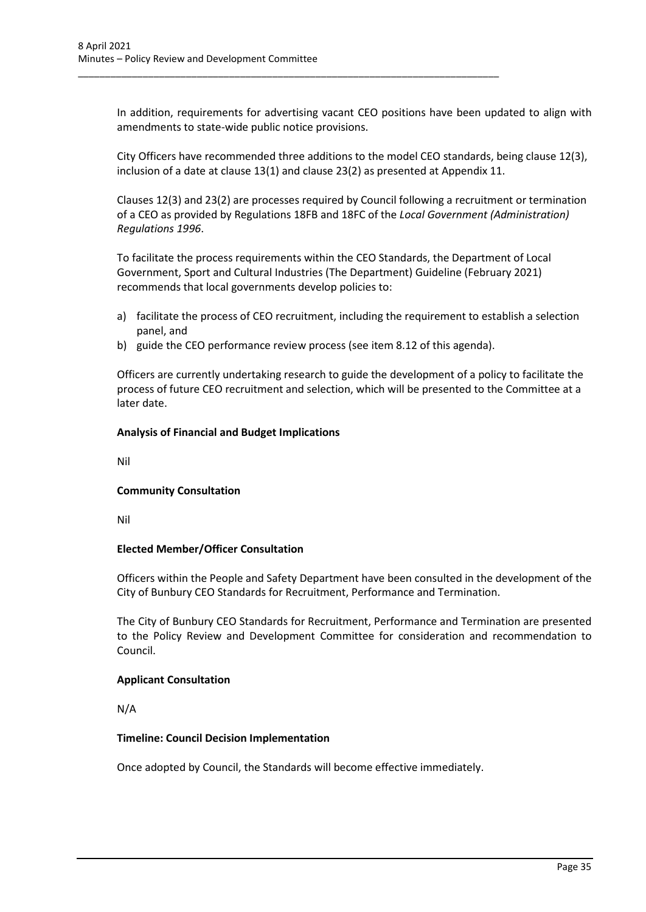In addition, requirements for advertising vacant CEO positions have been updated to align with amendments to state-wide public notice provisions.

City Officers have recommended three additions to the model CEO standards, being clause 12(3), inclusion of a date at clause 13(1) and clause 23(2) as presented at Appendix 11.

Clauses 12(3) and 23(2) are processes required by Council following a recruitment or termination of a CEO as provided by Regulations 18FB and 18FC of the *Local Government (Administration) Regulations 1996*.

To facilitate the process requirements within the CEO Standards, the Department of Local Government, Sport and Cultural Industries (The Department) Guideline (February 2021) recommends that local governments develop policies to:

a) facilitate the process of CEO recruitment, including the requirement to establish a selection panel, and
b) guide the CEO performance review process (see item 8.12 of this agenda).

Officers are currently undertaking research to guide the development of a policy to facilitate the process of future CEO recruitment and selection, which will be presented to the Committee at a later date.

**Analysis of Financial and Budget Implications**

Nil

**Community Consultation**

Nil

**Elected Member/Officer Consultation**

Officers within the People and Safety Department have been consulted in the development of the City of Bunbury CEO Standards for Recruitment, Performance and Termination.

The City of Bunbury CEO Standards for Recruitment, Performance and Termination are presented to the Policy Review and Development Committee for consideration and recommendation to Council.

**Applicant Consultation**

N/A

**Timeline: Council Decision Implementation**

Once adopted by Council, the Standards will become effective immediately.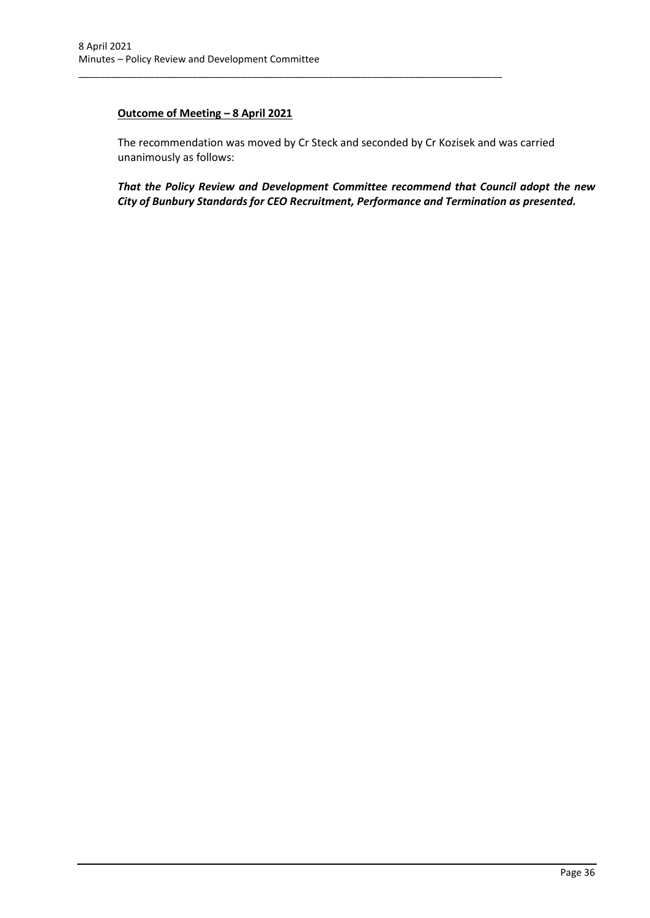**Outcome of Meeting – 8 April 2021**

The recommendation was moved by Cr Steck and seconded by Cr Kozisek and was carried unanimously as follows:

***That the Policy Review and Development Committee recommend that Council adopt the new City of Bunbury Standards for CEO Recruitment, Performance and Termination as presented.***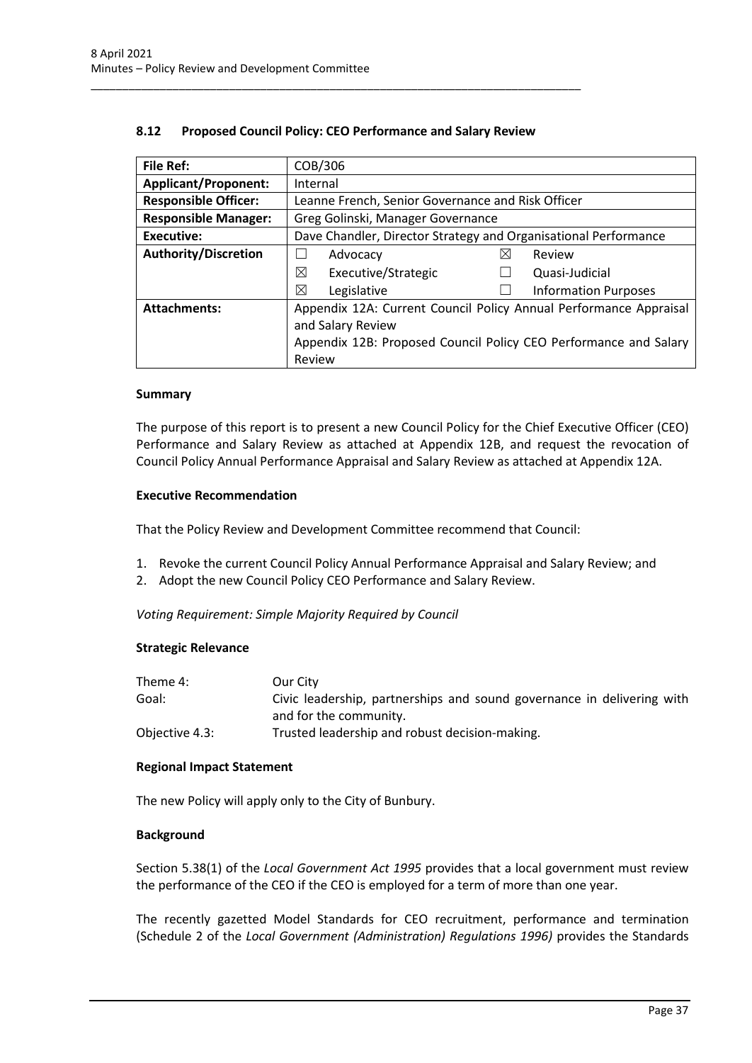### 8.12 Proposed Council Policy: CEO Performance and Salary Review

| File Ref: | COB/306 | | | |
|---|---|---|---|---|
| **Applicant/Proponent:** | Internal | | | |
| **Responsible Officer:** | Leanne French, Senior Governance and Risk Officer | | | |
| **Responsible Manager:** | Greg Golinski, Manager Governance | | | |
| **Executive:** | Dave Chandler, Director Strategy and Organisational Performance | | | |
| **Authority/Discretion** | ☐ | Advocacy | ☒ | Review |
| | ☒ | Executive/Strategic | ☐ | Quasi-Judicial |
| | ☒ | Legislative | ☐ | Information Purposes |
| **Attachments:** | Appendix 12A: Current Council Policy Annual Performance Appraisal and Salary Review<br>Appendix 12B: Proposed Council Policy CEO Performance and Salary Review | | | |

#### Summary

The purpose of this report is to present a new Council Policy for the Chief Executive Officer (CEO) Performance and Salary Review as attached at Appendix 12B, and request the revocation of Council Policy Annual Performance Appraisal and Salary Review as attached at Appendix 12A.

#### Executive Recommendation

That the Policy Review and Development Committee recommend that Council:

1. Revoke the current Council Policy Annual Performance Appraisal and Salary Review; and
2. Adopt the new Council Policy CEO Performance and Salary Review.

*Voting Requirement: Simple Majority Required by Council*

#### Strategic Relevance

| | |
|---|---|
| Theme 4: | Our City |
| Goal: | Civic leadership, partnerships and sound governance in delivering with and for the community. |
| Objective 4.3: | Trusted leadership and robust decision-making. |

#### Regional Impact Statement

The new Policy will apply only to the City of Bunbury.

#### Background

Section 5.38(1) of the *Local Government Act 1995* provides that a local government must review the performance of the CEO if the CEO is employed for a term of more than one year.

The recently gazetted Model Standards for CEO recruitment, performance and termination (Schedule 2 of the *Local Government (Administration) Regulations 1996)* provides the Standards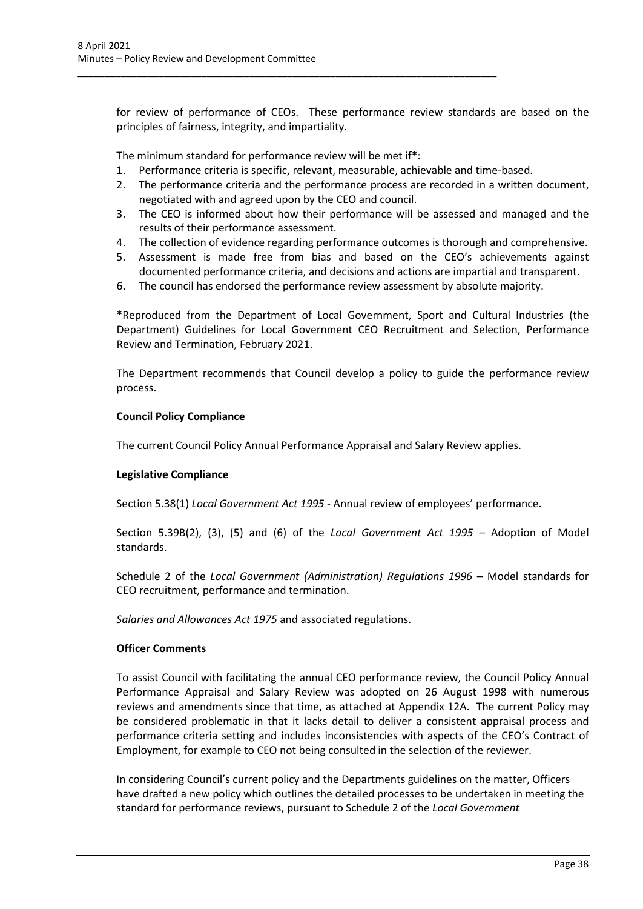for review of performance of CEOs. These performance review standards are based on the principles of fairness, integrity, and impartiality.

The minimum standard for performance review will be met if*:

1. Performance criteria is specific, relevant, measurable, achievable and time-based.
2. The performance criteria and the performance process are recorded in a written document, negotiated with and agreed upon by the CEO and council.
3. The CEO is informed about how their performance will be assessed and managed and the results of their performance assessment.
4. The collection of evidence regarding performance outcomes is thorough and comprehensive.
5. Assessment is made free from bias and based on the CEO's achievements against documented performance criteria, and decisions and actions are impartial and transparent.
6. The council has endorsed the performance review assessment by absolute majority.

*Reproduced from the Department of Local Government, Sport and Cultural Industries (the Department) Guidelines for Local Government CEO Recruitment and Selection, Performance Review and Termination, February 2021.

The Department recommends that Council develop a policy to guide the performance review process.

**Council Policy Compliance**

The current Council Policy Annual Performance Appraisal and Salary Review applies.

**Legislative Compliance**

Section 5.38(1) *Local Government Act 1995* - Annual review of employees' performance.

Section 5.39B(2), (3), (5) and (6) of the *Local Government Act 1995* – Adoption of Model standards.

Schedule 2 of the *Local Government (Administration) Regulations 1996* – Model standards for CEO recruitment, performance and termination.

*Salaries and Allowances Act 1975* and associated regulations.

**Officer Comments**

To assist Council with facilitating the annual CEO performance review, the Council Policy Annual Performance Appraisal and Salary Review was adopted on 26 August 1998 with numerous reviews and amendments since that time, as attached at Appendix 12A. The current Policy may be considered problematic in that it lacks detail to deliver a consistent appraisal process and performance criteria setting and includes inconsistencies with aspects of the CEO's Contract of Employment, for example to CEO not being consulted in the selection of the reviewer.

In considering Council's current policy and the Departments guidelines on the matter, Officers have drafted a new policy which outlines the detailed processes to be undertaken in meeting the standard for performance reviews, pursuant to Schedule 2 of the *Local Government*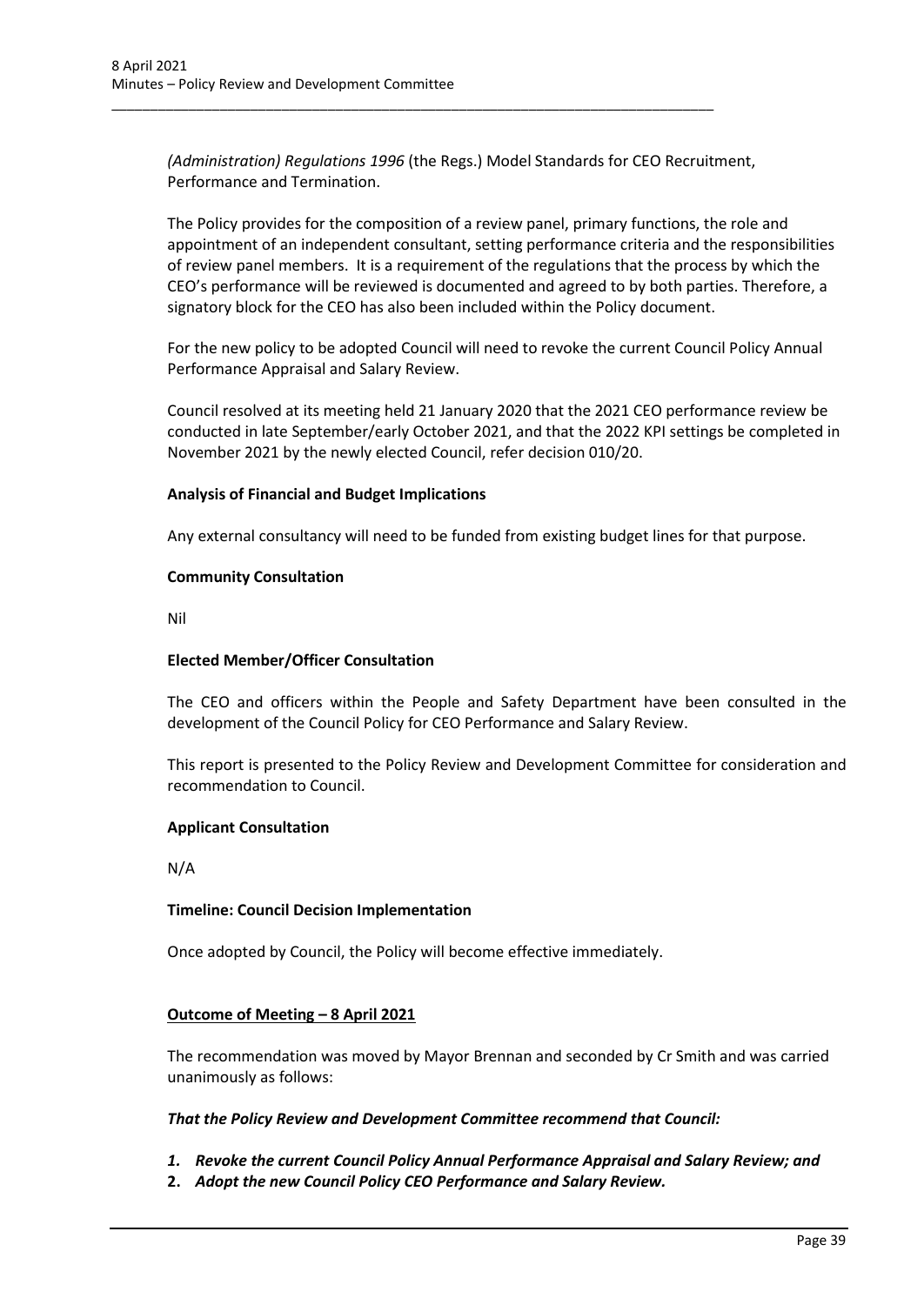*(Administration) Regulations 1996* (the Regs.) Model Standards for CEO Recruitment, Performance and Termination.

The Policy provides for the composition of a review panel, primary functions, the role and appointment of an independent consultant, setting performance criteria and the responsibilities of review panel members. It is a requirement of the regulations that the process by which the CEO's performance will be reviewed is documented and agreed to by both parties. Therefore, a signatory block for the CEO has also been included within the Policy document.

For the new policy to be adopted Council will need to revoke the current Council Policy Annual Performance Appraisal and Salary Review.

Council resolved at its meeting held 21 January 2020 that the 2021 CEO performance review be conducted in late September/early October 2021, and that the 2022 KPI settings be completed in November 2021 by the newly elected Council, refer decision 010/20.

**Analysis of Financial and Budget Implications**

Any external consultancy will need to be funded from existing budget lines for that purpose.

**Community Consultation**

Nil

**Elected Member/Officer Consultation**

The CEO and officers within the People and Safety Department have been consulted in the development of the Council Policy for CEO Performance and Salary Review.

This report is presented to the Policy Review and Development Committee for consideration and recommendation to Council.

**Applicant Consultation**

N/A

**Timeline: Council Decision Implementation**

Once adopted by Council, the Policy will become effective immediately.

**<u>Outcome of Meeting – 8 April 2021</u>**

The recommendation was moved by Mayor Brennan and seconded by Cr Smith and was carried unanimously as follows:

***That the Policy Review and Development Committee recommend that Council:***

1. ***Revoke the current Council Policy Annual Performance Appraisal and Salary Review; and***
2. ***Adopt the new Council Policy CEO Performance and Salary Review.***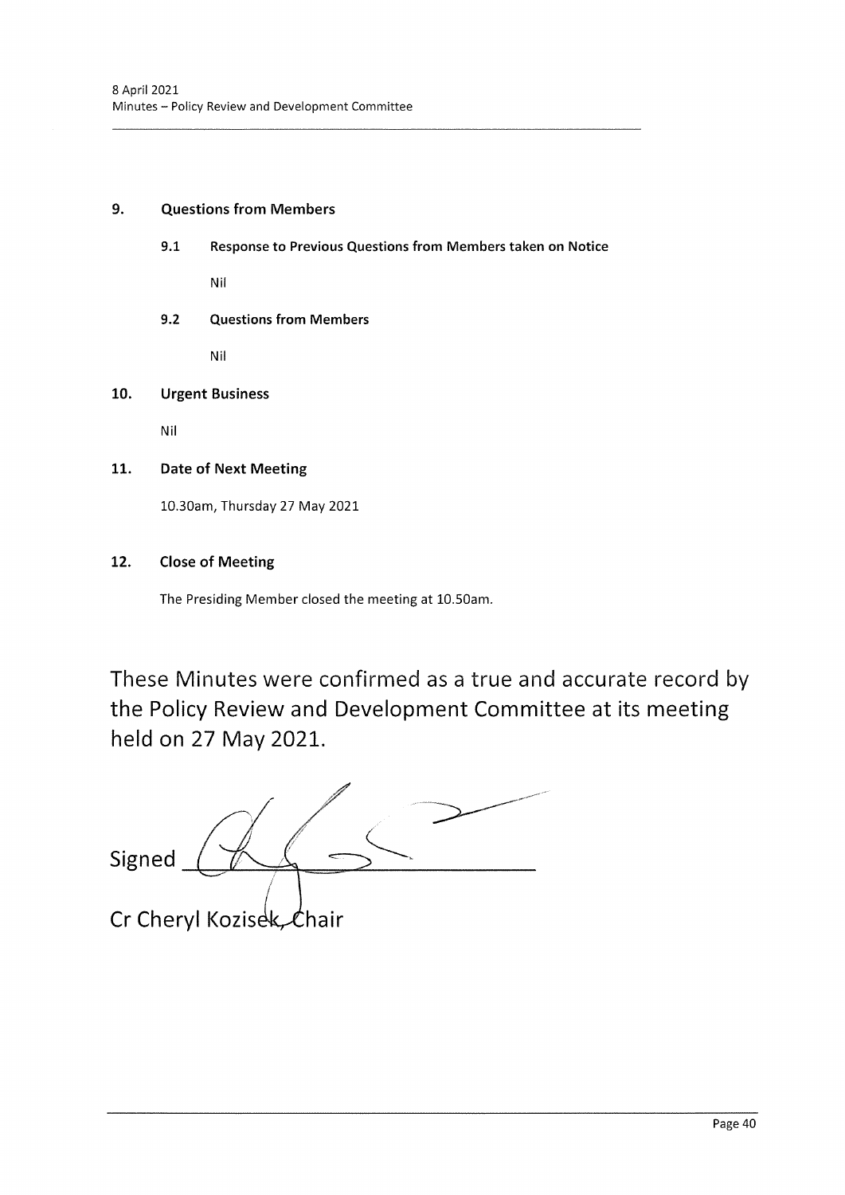## 9. Questions from Members

### 9.1 Response to Previous Questions from Members taken on Notice

Nil

### 9.2 Questions from Members

Nil

## 10. Urgent Business

Nil

## 11. Date of Next Meeting

10.30am, Thursday 27 May 2021

## 12. Close of Meeting

The Presiding Member closed the meeting at 10.50am.

These Minutes were confirmed as a true and accurate record by the Policy Review and Development Committee at its meeting held on 27 May 2021.

Signed ______________________

Cr Cheryl Kozisek, Chair